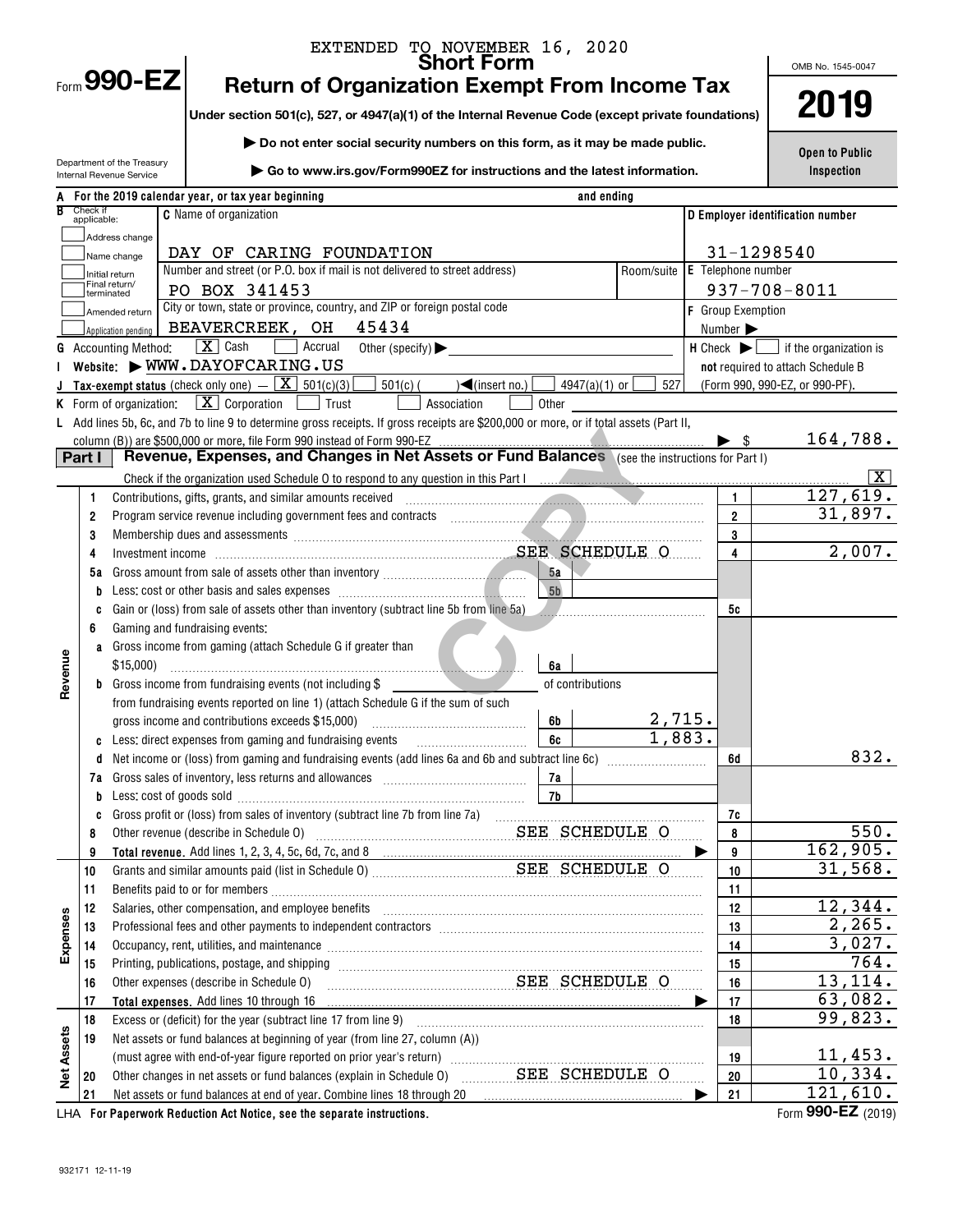EXTENDED TO NOVEMBER 16, 2020

# Form 990-EZ

## Short Form
## Return of Organization Exempt From Income Tax

**Under section 501(c), 527, or 4947(a)(1) of the Internal Revenue Code (except private foundations)**

▶ Do not enter social security numbers on this form, as it may be made public.

▶ Go to www.irs.gov/Form990EZ for instructions and the latest information.

Department of the Treasury
Internal Revenue Service

OMB No. 1545-0047

**2019**

**Open to Public Inspection**

**A** For the 2019 calendar year, or tax year beginning and ending

**B** Check if applicable:
- Address change
- Name change
- Initial return
- Final return/terminated
- Amended return
- Application pending

**C** Name of organization: DAY OF CARING FOUNDATION

Number and street (or P.O. box if mail is not delivered to street address): PO BOX 341453 Room/suite

City or town, state or province, country, and ZIP or foreign postal code: BEAVERCREEK, OH 45434

**D** Employer identification number: 31-1298540

**E** Telephone number: 937-708-8011

**F** Group Exemption Number ▶

**G** Accounting Method: [X] Cash [ ] Accrual Other (specify) ▶

**H** Check ▶ [ ] if the organization is **not** required to attach Schedule B (Form 990, 990-EZ, or 990-PF).

**I** Website: ▶ WWW.DAYOFCARING.US

**J** Tax-exempt status (check only one) — [X] 501(c)(3) [ ] 501(c)( ) ◀(insert no.) [ ] 4947(a)(1) or [ ] 527

**K** Form of organization: [X] Corporation [ ] Trust [ ] Association [ ] Other

**L** Add lines 5b, 6c, and 7b to line 9 to determine gross receipts. If gross receipts are $200,000 or more, or if total assets (Part II, column (B)) are $500,000 or more, file Form 990 instead of Form 990-EZ ▶ $ 164,788.

## Part I — Revenue, Expenses, and Changes in Net Assets or Fund Balances (see the instructions for Part I)

Check if the organization used Schedule O to respond to any question in this Part I [X]

| | Line | Description | | | | Amount |
|---|---|---|---|---|---|---|
| Revenue | 1 | Contributions, gifts, grants, and similar amounts received | | | 1 | 127,619. |
| | 2 | Program service revenue including government fees and contracts | | | 2 | 31,897. |
| | 3 | Membership dues and assessments | | | 3 | |
| | 4 | Investment income SEE SCHEDULE O | | | 4 | 2,007. |
| | 5a | Gross amount from sale of assets other than inventory | 5a | | | |
| | b | Less: cost or other basis and sales expenses | 5b | | | |
| | c | Gain or (loss) from sale of assets other than inventory (subtract line 5b from line 5a) | | | 5c | |
| | 6 | Gaming and fundraising events: | | | | |
| | a | Gross income from gaming (attach Schedule G if greater than $15,000) | 6a | | | |
| | b | Gross income from fundraising events (not including $ of contributions from fundraising events reported on line 1) (attach Schedule G if the sum of such gross income and contributions exceeds $15,000) | 6b | 2,715. | | |
| | c | Less: direct expenses from gaming and fundraising events | 6c | 1,883. | | |
| | d | Net income or (loss) from gaming and fundraising events (add lines 6a and 6b and subtract line 6c) | | | 6d | 832. |
| | 7a | Gross sales of inventory, less returns and allowances | 7a | | | |
| | b | Less: cost of goods sold | 7b | | | |
| | c | Gross profit or (loss) from sales of inventory (subtract line 7b from line 7a) | | | 7c | |
| | 8 | Other revenue (describe in Schedule O) SEE SCHEDULE O | | | 8 | 550. |
| | 9 | **Total revenue.** Add lines 1, 2, 3, 4, 5c, 6d, 7c, and 8 ▶ | | | 9 | 162,905. |
| Expenses | 10 | Grants and similar amounts paid (list in Schedule O) SEE SCHEDULE O | | | 10 | 31,568. |
| | 11 | Benefits paid to or for members | | | 11 | |
| | 12 | Salaries, other compensation, and employee benefits | | | 12 | 12,344. |
| | 13 | Professional fees and other payments to independent contractors | | | 13 | 2,265. |
| | 14 | Occupancy, rent, utilities, and maintenance | | | 14 | 3,027. |
| | 15 | Printing, publications, postage, and shipping | | | 15 | 764. |
| | 16 | Other expenses (describe in Schedule O) SEE SCHEDULE O | | | 16 | 13,114. |
| | 17 | **Total expenses.** Add lines 10 through 16 ▶ | | | 17 | 63,082. |
| Net Assets | 18 | Excess or (deficit) for the year (subtract line 17 from line 9) | | | 18 | 99,823. |
| | 19 | Net assets or fund balances at beginning of year (from line 27, column (A)) (must agree with end-of-year figure reported on prior year's return) | | | 19 | 11,453. |
| | 20 | Other changes in net assets or fund balances (explain in Schedule O) SEE SCHEDULE O | | | 20 | 10,334. |
| | 21 | Net assets or fund balances at end of year. Combine lines 18 through 20 ▶ | | | 21 | 121,610. |

LHA For Paperwork Reduction Act Notice, see the separate instructions. Form **990-EZ** (2019)

932171 12-11-19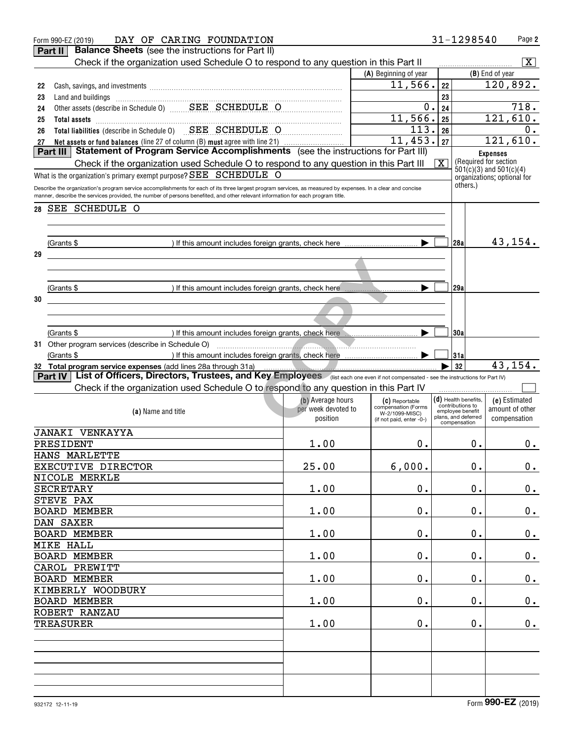Form 990-EZ (2019) DAY OF CARING FOUNDATION 31-1298540 Page **2**

## Part II Balance Sheets (see the instructions for Part II)

Check if the organization used Schedule O to respond to any question in this Part II [X]

| | | (A) Beginning of year | | (B) End of year |
|---|---|---|---|---|
| 22 | Cash, savings, and investments | 11,566. | 22 | 120,892. |
| 23 | Land and buildings | | 23 | |
| 24 | Other assets (describe in Schedule O) SEE SCHEDULE O | 0. | 24 | 718. |
| 25 | **Total assets** | 11,566. | 25 | 121,610. |
| 26 | **Total liabilities** (describe in Schedule O) SEE SCHEDULE O | 113. | 26 | 0. |
| 27 | **Net assets or fund balances** (line 27 of column (B) **must** agree with line 21) | 11,453. | 27 | 121,610. |

## Part III Statement of Program Service Accomplishments (see the instructions for Part III)

Check if the organization used Schedule O to respond to any question in this Part III [X]

What is the organization's primary exempt purpose? SEE SCHEDULE O

Describe the organization's program service accomplishments for each of its three largest program services, as measured by expenses. In a clear and concise manner, describe the services provided, the number of persons benefited, and other relevant information for each program title.

| | | | Expenses (Required for section 501(c)(3) and 501(c)(4) organizations; optional for others.) |
|---|---|---|---|
| 28 | SEE SCHEDULE O | | |
| | (Grants $ ) If this amount includes foreign grants, check here [ ] | 28a | 43,154. |
| 29 | | | |
| | (Grants $ ) If this amount includes foreign grants, check here [ ] | 29a | |
| 30 | | | |
| | (Grants $ ) If this amount includes foreign grants, check here [ ] | 30a | |
| 31 | Other program services (describe in Schedule O) | | |
| | (Grants $ ) If this amount includes foreign grants, check here [ ] | 31a | |
| 32 | **Total program service expenses** (add lines 28a through 31a) | 32 | 43,154. |

## Part IV List of Officers, Directors, Trustees, and Key Employees (list each one even if not compensated - see the instructions for Part IV)

Check if the organization used Schedule O to respond to any question in this Part IV [ ]

| (a) Name and title | (b) Average hours per week devoted to position | (c) Reportable compensation (Forms W-2/1099-MISC) (if not paid, enter -0-) | (d) Health benefits, contributions to employee benefit plans, and deferred compensation | (e) Estimated amount of other compensation |
|---|---|---|---|---|
| JANAKI VENKAYYA<br>PRESIDENT | 1.00 | 0. | 0. | 0. |
| HANS MARLETTE<br>EXECUTIVE DIRECTOR | 25.00 | 6,000. | 0. | 0. |
| NICOLE MERKLE<br>SECRETARY | 1.00 | 0. | 0. | 0. |
| STEVE PAX<br>BOARD MEMBER | 1.00 | 0. | 0. | 0. |
| DAN SAXER<br>BOARD MEMBER | 1.00 | 0. | 0. | 0. |
| MIKE HALL<br>BOARD MEMBER | 1.00 | 0. | 0. | 0. |
| CAROL PREWITT<br>BOARD MEMBER | 1.00 | 0. | 0. | 0. |
| KIMBERLY WOODBURY<br>BOARD MEMBER | 1.00 | 0. | 0. | 0. |
| ROBERT RANZAU<br>TREASURER | 1.00 | 0. | 0. | 0. |
| | | | | |
| | | | | |
| | | | | |

932172 12-11-19 Form **990-EZ** (2019)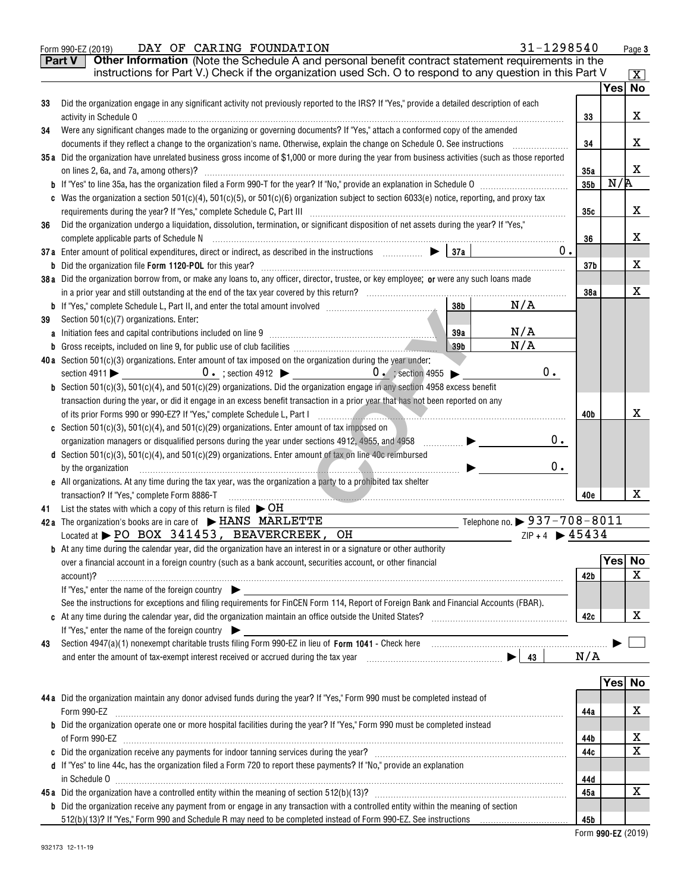Form 990-EZ (2019) DAY OF CARING FOUNDATION 31-1298540

**Part V** **Other Information** (Note the Schedule A and personal benefit contract statement requirements in the instructions for Part V.) Check if the organization used Sch. O to respond to any question in this Part V [X]

| | | | Yes | No |
|---|---|---|---|---|
| 33 | Did the organization engage in any significant activity not previously reported to the IRS? If "Yes," provide a detailed description of each activity in Schedule O | 33 | | X |
| 34 | Were any significant changes made to the organizing or governing documents? If "Yes," attach a conformed copy of the amended documents if they reflect a change to the organization's name. Otherwise, explain the change on Schedule O. See instructions | 34 | | X |
| 35a | Did the organization have unrelated business gross income of $1,000 or more during the year from business activities (such as those reported on lines 2, 6a, and 7a, among others)? | 35a | | X |
| b | If "Yes" to line 35a, has the organization filed a Form 990-T for the year? If "No," provide an explanation in Schedule O | 35b | N/A | |
| c | Was the organization a section 501(c)(4), 501(c)(5), or 501(c)(6) organization subject to section 6033(e) notice, reporting, and proxy tax requirements during the year? If "Yes," complete Schedule C, Part III | 35c | | X |
| 36 | Did the organization undergo a liquidation, dissolution, termination, or significant disposition of net assets during the year? If "Yes," complete applicable parts of Schedule N | 36 | | X |
| 37a | Enter amount of political expenditures, direct or indirect, as described in the instructions ▶ 37a 0. | | | |
| b | Did the organization file **Form 1120-POL** for this year? | 37b | | X |
| 38a | Did the organization borrow from, or make any loans to, any officer, director, trustee, or key employee; **or** were any such loans made in a prior year and still outstanding at the end of the tax year covered by this return? | 38a | | X |
| b | If "Yes," complete Schedule L, Part II, and enter the total amount involved 38b N/A | | | |
| 39 | Section 501(c)(7) organizations. Enter: | | | |
| a | Initiation fees and capital contributions included on line 9 39a N/A | | | |
| b | Gross receipts, included on line 9, for public use of club facilities 39b N/A | | | |
| 40a | Section 501(c)(3) organizations. Enter amount of tax imposed on the organization during the year under: section 4911 ▶ 0. ; section 4912 ▶ 0. ; section 4955 ▶ 0. | | | |
| b | Section 501(c)(3), 501(c)(4), and 501(c)(29) organizations. Did the organization engage in any section 4958 excess benefit transaction during the year, or did it engage in an excess benefit transaction in a prior year that has not been reported on any of its prior Forms 990 or 990-EZ? If "Yes," complete Schedule L, Part I | 40b | | X |
| c | Section 501(c)(3), 501(c)(4), and 501(c)(29) organizations. Enter amount of tax imposed on organization managers or disqualified persons during the year under sections 4912, 4955, and 4958 ▶ 0. | | | |
| d | Section 501(c)(3), 501(c)(4), and 501(c)(29) organizations. Enter amount of tax on line 40c reimbursed by the organization ▶ 0. | | | |
| e | All organizations. At any time during the tax year, was the organization a party to a prohibited tax shelter transaction? If "Yes," complete Form 8886-T | 40e | | X |

41 List the states with which a copy of this return is filed ▶ OH

42a The organization's books are in care of ▶ HANS MARLETTE Telephone no. ▶ 937-708-8011

Located at ▶ PO BOX 341453, BEAVERCREEK, OH ZIP + 4 ▶ 45434

| | | | Yes | No |
|---|---|---|---|---|
| b | At any time during the calendar year, did the organization have an interest in or a signature or other authority over a financial account in a foreign country (such as a bank account, securities account, or other financial account)? If "Yes," enter the name of the foreign country ▶ See the instructions for exceptions and filing requirements for FinCEN Form 114, Report of Foreign Bank and Financial Accounts (FBAR). | 42b | | X |
| c | At any time during the calendar year, did the organization maintain an office outside the United States? If "Yes," enter the name of the foreign country ▶ | 42c | | X |

43 Section 4947(a)(1) nonexempt charitable trusts filing Form 990-EZ in lieu of **Form 1041** - Check here ▶ [ ] and enter the amount of tax-exempt interest received or accrued during the tax year ▶ 43 N/A

| | | | Yes | No |
|---|---|---|---|---|
| 44a | Did the organization maintain any donor advised funds during the year? If "Yes," Form 990 must be completed instead of Form 990-EZ | 44a | | X |
| b | Did the organization operate one or more hospital facilities during the year? If "Yes," Form 990 must be completed instead of Form 990-EZ | 44b | | X |
| c | Did the organization receive any payments for indoor tanning services during the year? | 44c | | X |
| d | If "Yes" to line 44c, has the organization filed a Form 720 to report these payments? If "No," provide an explanation in Schedule O | 44d | | |
| 45a | Did the organization have a controlled entity within the meaning of section 512(b)(13)? | 45a | | X |
| b | Did the organization receive any payment from or engage in any transaction with a controlled entity within the meaning of section 512(b)(13)? If "Yes," Form 990 and Schedule R may need to be completed instead of Form 990-EZ. See instructions | 45b | | |

932173 12-11-19 Form **990-EZ** (2019)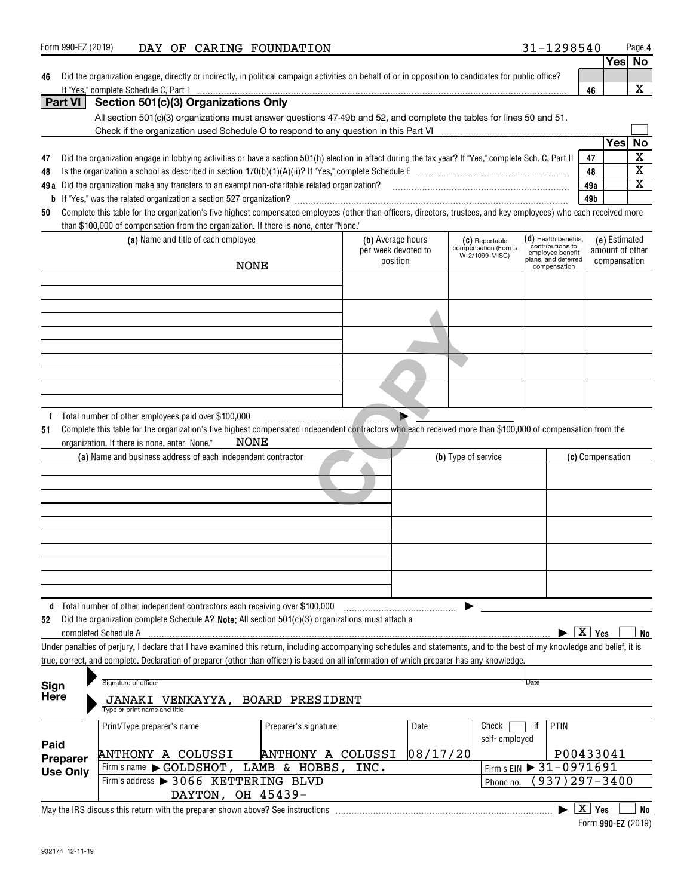Form 990-EZ (2019) DAY OF CARING FOUNDATION 31-1298540 Page 4

| | | | Yes | No |
|---|---|---|---|---|
| 46 | Did the organization engage, directly or indirectly, in political campaign activities on behalf of or in opposition to candidates for public office? If "Yes," complete Schedule C, Part I | 46 | | X |

## Part VI Section 501(c)(3) Organizations Only

All section 501(c)(3) organizations must answer questions 47-49b and 52, and complete the tables for lines 50 and 51.

Check if the organization used Schedule O to respond to any question in this Part VI

| | | | Yes | No |
|---|---|---|---|---|
| 47 | Did the organization engage in lobbying activities or have a section 501(h) election in effect during the tax year? If "Yes," complete Sch. C, Part II | 47 | | X |
| 48 | Is the organization a school as described in section 170(b)(1)(A)(ii)? If "Yes," complete Schedule E | 48 | | X |
| 49a | Did the organization make any transfers to an exempt non-charitable related organization? | 49a | | X |
| b | If "Yes," was the related organization a section 527 organization? | 49b | | |

50 Complete this table for the organization's five highest compensated employees (other than officers, directors, trustees, and key employees) who each received more than $100,000 of compensation from the organization. If there is none, enter "None."

| (a) Name and title of each employee | (b) Average hours per week devoted to position | (c) Reportable compensation (Forms W-2/1099-MISC) | (d) Health benefits, contributions to employee benefit plans, and deferred compensation | (e) Estimated amount of other compensation |
|---|---|---|---|---|
| NONE | | | | |
| | | | | |
| | | | | |
| | | | | |
| | | | | |

f Total number of other employees paid over $100,000 ▶

51 Complete this table for the organization's five highest compensated independent contractors who each received more than $100,000 of compensation from the organization. If there is none, enter "None." NONE

| (a) Name and business address of each independent contractor | (b) Type of service | (c) Compensation |
|---|---|---|
| | | |
| | | |
| | | |
| | | |
| | | |

d Total number of other independent contractors each receiving over $100,000 ▶

52 Did the organization complete Schedule A? **Note:** All section 501(c)(3) organizations must attach a completed Schedule A ▶ [X] Yes [ ] No

Under penalties of perjury, I declare that I have examined this return, including accompanying schedules and statements, and to the best of my knowledge and belief, it is true, correct, and complete. Declaration of preparer (other than officer) is based on all information of which preparer has any knowledge.

**Sign Here**

Signature of officer — Date

JANAKI VENKAYYA, BOARD PRESIDENT
Type or print name and title

**Paid Preparer Use Only**

| Print/Type preparer's name | Preparer's signature | Date | Check [ ] if self-employed | PTIN |
|---|---|---|---|---|
| ANTHONY A COLUSSI | ANTHONY A COLUSSI | 08/17/20 | | P00433041 |
| Firm's name ▶ GOLDSHOT, LAMB & HOBBS, INC. | | | Firm's EIN ▶ 31-0971691 | |
| Firm's address ▶ 3066 KETTERING BLVD DAYTON, OH 45439- | | | Phone no. (937)297-3400 | |

May the IRS discuss this return with the preparer shown above? See instructions ▶ [X] Yes [ ] No

Form 990-EZ (2019)

932174 12-11-19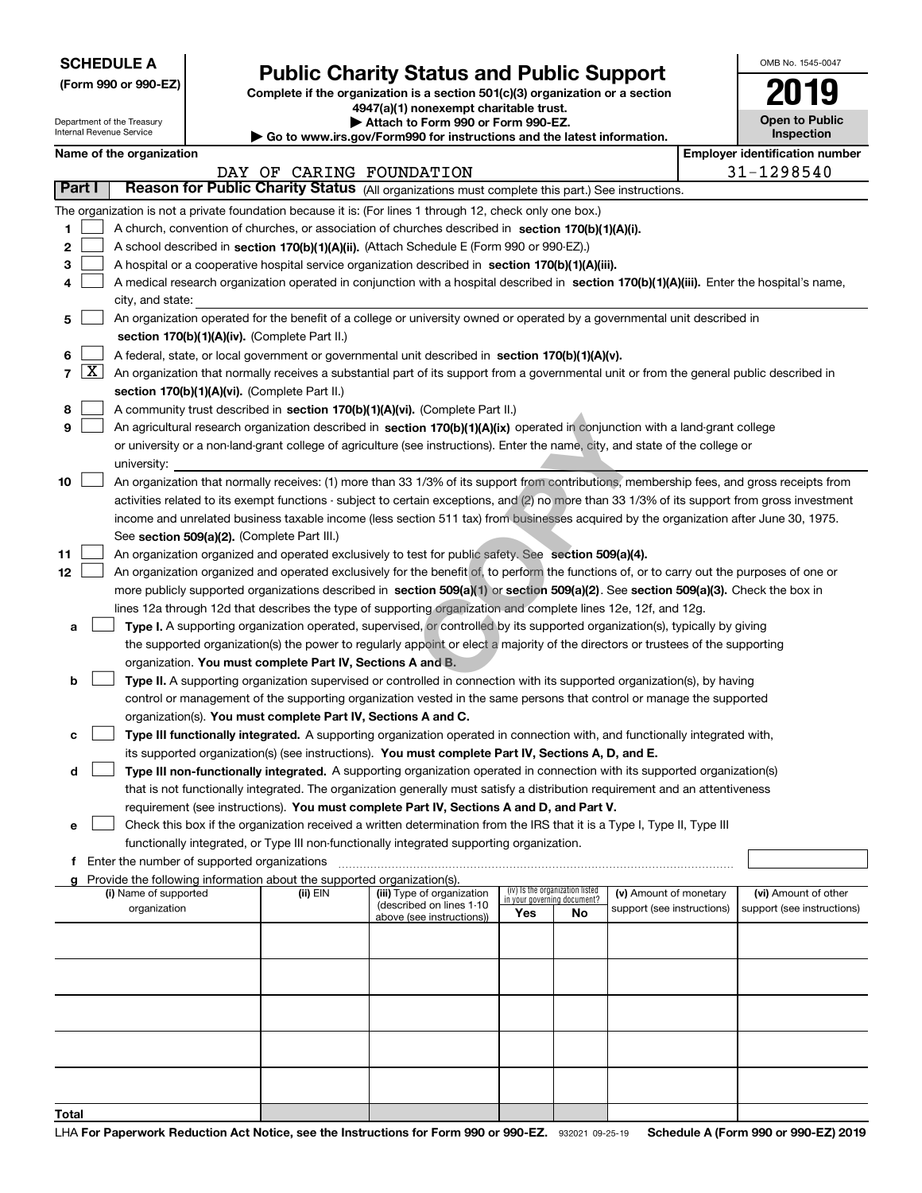**SCHEDULE A**
**(Form 990 or 990-EZ)**

Department of the Treasury
Internal Revenue Service

# Public Charity Status and Public Support

**Complete if the organization is a section 501(c)(3) organization or a section 4947(a)(1) nonexempt charitable trust.**
**▶ Attach to Form 990 or Form 990-EZ.**
**▶ Go to www.irs.gov/Form990 for instructions and the latest information.**

OMB No. 1545-0047

**2019**

**Open to Public Inspection**

**Name of the organization:** DAY OF CARING FOUNDATION

**Employer identification number:** 31-1298540

## Part I — Reason for Public Charity Status (All organizations must complete this part.) See instructions.

The organization is not a private foundation because it is: (For lines 1 through 12, check only one box.)

1. ☐ A church, convention of churches, or association of churches described in **section 170(b)(1)(A)(i).**
2. ☐ A school described in **section 170(b)(1)(A)(ii).** (Attach Schedule E (Form 990 or 990-EZ).)
3. ☐ A hospital or a cooperative hospital service organization described in **section 170(b)(1)(A)(iii).**
4. ☐ A medical research organization operated in conjunction with a hospital described in **section 170(b)(1)(A)(iii).** Enter the hospital's name, city, and state:
5. ☐ An organization operated for the benefit of a college or university owned or operated by a governmental unit described in **section 170(b)(1)(A)(iv).** (Complete Part II.)
6. ☐ A federal, state, or local government or governmental unit described in **section 170(b)(1)(A)(v).**
7. ☒ An organization that normally receives a substantial part of its support from a governmental unit or from the general public described in **section 170(b)(1)(A)(vi).** (Complete Part II.)
8. ☐ A community trust described in **section 170(b)(1)(A)(vi).** (Complete Part II.)
9. ☐ An agricultural research organization described in **section 170(b)(1)(A)(ix)** operated in conjunction with a land-grant college or university or a non-land-grant college of agriculture (see instructions). Enter the name, city, and state of the college or university:
10. ☐ An organization that normally receives: (1) more than 33 1/3% of its support from contributions, membership fees, and gross receipts from activities related to its exempt functions - subject to certain exceptions, and (2) no more than 33 1/3% of its support from gross investment income and unrelated business taxable income (less section 511 tax) from businesses acquired by the organization after June 30, 1975. See **section 509(a)(2).** (Complete Part III.)
11. ☐ An organization organized and operated exclusively to test for public safety. See **section 509(a)(4).**
12. ☐ An organization organized and operated exclusively for the benefit of, to perform the functions of, or to carry out the purposes of one or more publicly supported organizations described in **section 509(a)(1)** or **section 509(a)(2).** See **section 509(a)(3).** Check the box in lines 12a through 12d that describes the type of supporting organization and complete lines 12e, 12f, and 12g.
   - **a** ☐ **Type I.** A supporting organization operated, supervised, or controlled by its supported organization(s), typically by giving the supported organization(s) the power to regularly appoint or elect a majority of the directors or trustees of the supporting organization. **You must complete Part IV, Sections A and B.**
   - **b** ☐ **Type II.** A supporting organization supervised or controlled in connection with its supported organization(s), by having control or management of the supporting organization vested in the same persons that control or manage the supported organization(s). **You must complete Part IV, Sections A and C.**
   - **c** ☐ **Type III functionally integrated.** A supporting organization operated in connection with, and functionally integrated with, its supported organization(s) (see instructions). **You must complete Part IV, Sections A, D, and E.**
   - **d** ☐ **Type III non-functionally integrated.** A supporting organization operated in connection with its supported organization(s) that is not functionally integrated. The organization generally must satisfy a distribution requirement and an attentiveness requirement (see instructions). **You must complete Part IV, Sections A and D, and Part V.**
   - **e** ☐ Check this box if the organization received a written determination from the IRS that it is a Type I, Type II, Type III functionally integrated, or Type III non-functionally integrated supporting organization.
   - **f** Enter the number of supported organizations
   - **g** Provide the following information about the supported organization(s).

| (i) Name of supported organization | (ii) EIN | (iii) Type of organization (described on lines 1-10 above (see instructions)) | (iv) Is the organization listed in your governing document? Yes | No | (v) Amount of monetary support (see instructions) | (vi) Amount of other support (see instructions) |
|---|---|---|---|---|---|---|
| | | | | | | |
| | | | | | | |
| | | | | | | |
| | | | | | | |
| | | | | | | |
| **Total** | | | | | | |

LHA **For Paperwork Reduction Act Notice, see the Instructions for Form 990 or 990-EZ.** 932021 09-25-19 **Schedule A (Form 990 or 990-EZ) 2019**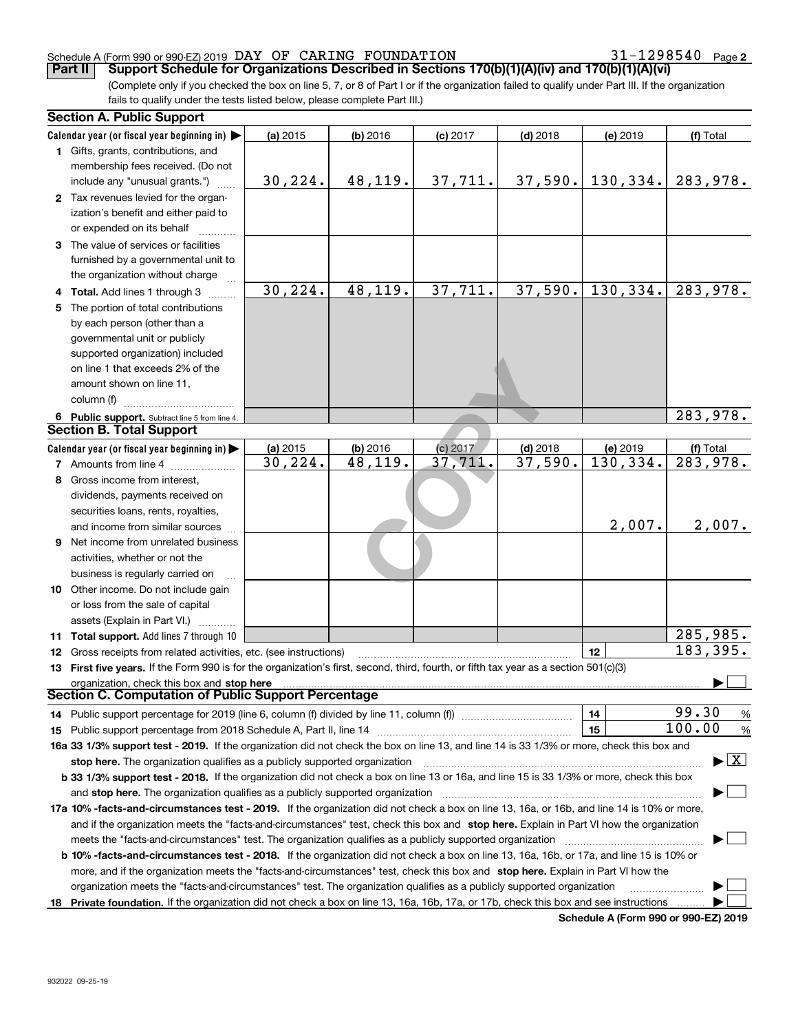Schedule A (Form 990 or 990-EZ) 2019 DAY OF CARING FOUNDATION 31-1298540

## Part II Support Schedule for Organizations Described in Sections 170(b)(1)(A)(iv) and 170(b)(1)(A)(vi)

(Complete only if you checked the box on line 5, 7, or 8 of Part I or if the organization failed to qualify under Part III. If the organization fails to qualify under the tests listed below, please complete Part III.)

### Section A. Public Support

| Calendar year (or fiscal year beginning in) ▶ | (a) 2015 | (b) 2016 | (c) 2017 | (d) 2018 | (e) 2019 | (f) Total |
|---|---|---|---|---|---|---|
| 1 Gifts, grants, contributions, and membership fees received. (Do not include any "unusual grants.") | 30,224. | 48,119. | 37,711. | 37,590. | 130,334. | 283,978. |
| 2 Tax revenues levied for the organization's benefit and either paid to or expended on its behalf | | | | | | |
| 3 The value of services or facilities furnished by a governmental unit to the organization without charge | | | | | | |
| 4 Total. Add lines 1 through 3 | 30,224. | 48,119. | 37,711. | 37,590. | 130,334. | 283,978. |
| 5 The portion of total contributions by each person (other than a governmental unit or publicly supported organization) included on line 1 that exceeds 2% of the amount shown on line 11, column (f) | | | | | | |
| 6 Public support. Subtract line 5 from line 4. | | | | | | 283,978. |

### Section B. Total Support

| Calendar year (or fiscal year beginning in) ▶ | (a) 2015 | (b) 2016 | (c) 2017 | (d) 2018 | (e) 2019 | (f) Total |
|---|---|---|---|---|---|---|
| 7 Amounts from line 4 | 30,224. | 48,119. | 37,711. | 37,590. | 130,334. | 283,978. |
| 8 Gross income from interest, dividends, payments received on securities loans, rents, royalties, and income from similar sources | | | | | 2,007. | 2,007. |
| 9 Net income from unrelated business activities, whether or not the business is regularly carried on | | | | | | |
| 10 Other income. Do not include gain or loss from the sale of capital assets (Explain in Part VI.) | | | | | | |
| 11 Total support. Add lines 7 through 10 | | | | | | 285,985. |
| 12 Gross receipts from related activities, etc. (see instructions) | | | | | 12 | 183,395. |

13 First five years. If the Form 990 is for the organization's first, second, third, fourth, or fifth tax year as a section 501(c)(3) organization, check this box and stop here ▶ ☐

### Section C. Computation of Public Support Percentage

| | | |
|---|---|---|
| 14 Public support percentage for 2019 (line 6, column (f) divided by line 11, column (f)) | 14 | 99.30 % |
| 15 Public support percentage from 2018 Schedule A, Part II, line 14 | 15 | 100.00 % |

16a 33 1/3% support test - 2019. If the organization did not check the box on line 13, and line 14 is 33 1/3% or more, check this box and stop here. The organization qualifies as a publicly supported organization ▶ ☒

b 33 1/3% support test - 2018. If the organization did not check a box on line 13 or 16a, and line 15 is 33 1/3% or more, check this box and stop here. The organization qualifies as a publicly supported organization ▶ ☐

17a 10% -facts-and-circumstances test - 2019. If the organization did not check a box on line 13, 16a, or 16b, and line 14 is 10% or more, and if the organization meets the "facts-and-circumstances" test, check this box and stop here. Explain in Part VI how the organization meets the "facts-and-circumstances" test. The organization qualifies as a publicly supported organization ▶ ☐

b 10% -facts-and-circumstances test - 2018. If the organization did not check a box on line 13, 16a, 16b, or 17a, and line 15 is 10% or more, and if the organization meets the "facts-and-circumstances" test, check this box and stop here. Explain in Part VI how the organization meets the "facts-and-circumstances" test. The organization qualifies as a publicly supported organization ▶ ☐

18 Private foundation. If the organization did not check a box on line 13, 16a, 16b, 17a, or 17b, check this box and see instructions ▶ ☐

Schedule A (Form 990 or 990-EZ) 2019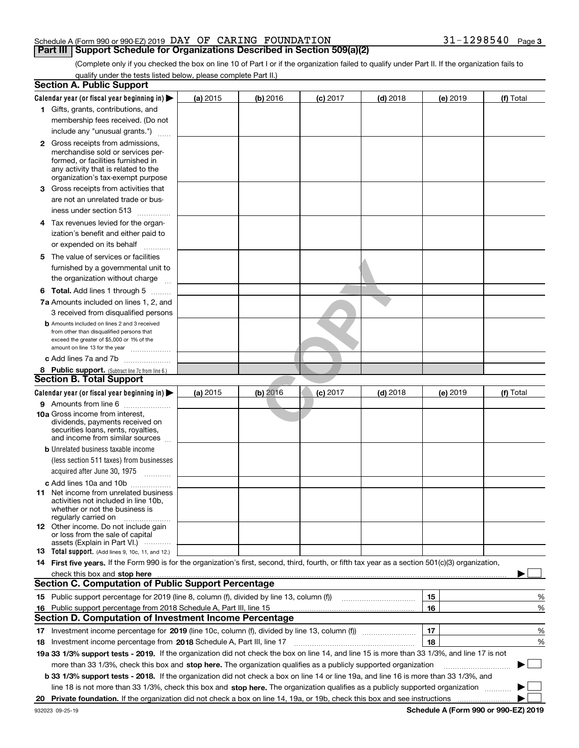Schedule A (Form 990 or 990-EZ) 2019 DAY OF CARING FOUNDATION 31-1298540 Page 3

## Part III Support Schedule for Organizations Described in Section 509(a)(2)

(Complete only if you checked the box on line 10 of Part I or if the organization failed to qualify under Part II. If the organization fails to qualify under the tests listed below, please complete Part II.)

### Section A. Public Support

| Calendar year (or fiscal year beginning in) ▶ | (a) 2015 | (b) 2016 | (c) 2017 | (d) 2018 | (e) 2019 | (f) Total |
|---|---|---|---|---|---|---|
| **1** Gifts, grants, contributions, and membership fees received. (Do not include any "unusual grants.") | | | | | | |
| **2** Gross receipts from admissions, merchandise sold or services performed, or facilities furnished in any activity that is related to the organization's tax-exempt purpose | | | | | | |
| **3** Gross receipts from activities that are not an unrelated trade or business under section 513 | | | | | | |
| **4** Tax revenues levied for the organization's benefit and either paid to or expended on its behalf | | | | | | |
| **5** The value of services or facilities furnished by a governmental unit to the organization without charge | | | | | | |
| **6 Total.** Add lines 1 through 5 | | | | | | |
| **7a** Amounts included on lines 1, 2, and 3 received from disqualified persons | | | | | | |
| **b** Amounts included on lines 2 and 3 received from other than disqualified persons that exceed the greater of $5,000 or 1% of the amount on line 13 for the year | | | | | | |
| **c** Add lines 7a and 7b | | | | | | |
| **8 Public support.** (Subtract line 7c from line 6.) | | | | | | |

### Section B. Total Support

| Calendar year (or fiscal year beginning in) ▶ | (a) 2015 | (b) 2016 | (c) 2017 | (d) 2018 | (e) 2019 | (f) Total |
|---|---|---|---|---|---|---|
| **9** Amounts from line 6 | | | | | | |
| **10a** Gross income from interest, dividends, payments received on securities loans, rents, royalties, and income from similar sources | | | | | | |
| **b** Unrelated business taxable income (less section 511 taxes) from businesses acquired after June 30, 1975 | | | | | | |
| **c** Add lines 10a and 10b | | | | | | |
| **11** Net income from unrelated business activities not included in line 10b, whether or not the business is regularly carried on | | | | | | |
| **12** Other income. Do not include gain or loss from the sale of capital assets (Explain in Part VI.) | | | | | | |
| **13 Total support.** (Add lines 9, 10c, 11, and 12.) | | | | | | |

**14 First five years.** If the Form 990 is for the organization's first, second, third, fourth, or fifth tax year as a section 501(c)(3) organization, check this box and **stop here** ▶ ☐

### Section C. Computation of Public Support Percentage

| | | | |
|---|---|---|---|
| **15** | Public support percentage for 2019 (line 8, column (f), divided by line 13, column (f)) | 15 | % |
| **16** | Public support percentage from 2018 Schedule A, Part III, line 15 | 16 | % |

### Section D. Computation of Investment Income Percentage

| | | | |
|---|---|---|---|
| **17** | Investment income percentage for **2019** (line 10c, column (f), divided by line 13, column (f)) | 17 | % |
| **18** | Investment income percentage from **2018** Schedule A, Part III, line 17 | 18 | % |

**19a 33 1/3% support tests - 2019.** If the organization did not check the box on line 14, and line 15 is more than 33 1/3%, and line 17 is not more than 33 1/3%, check this box and **stop here.** The organization qualifies as a publicly supported organization ▶ ☐

**b 33 1/3% support tests - 2018.** If the organization did not check a box on line 14 or line 19a, and line 16 is more than 33 1/3%, and line 18 is not more than 33 1/3%, check this box and **stop here.** The organization qualifies as a publicly supported organization ▶ ☐

**20 Private foundation.** If the organization did not check a box on line 14, 19a, or 19b, check this box and see instructions ▶ ☐

932023 09-25-19 **Schedule A (Form 990 or 990-EZ) 2019**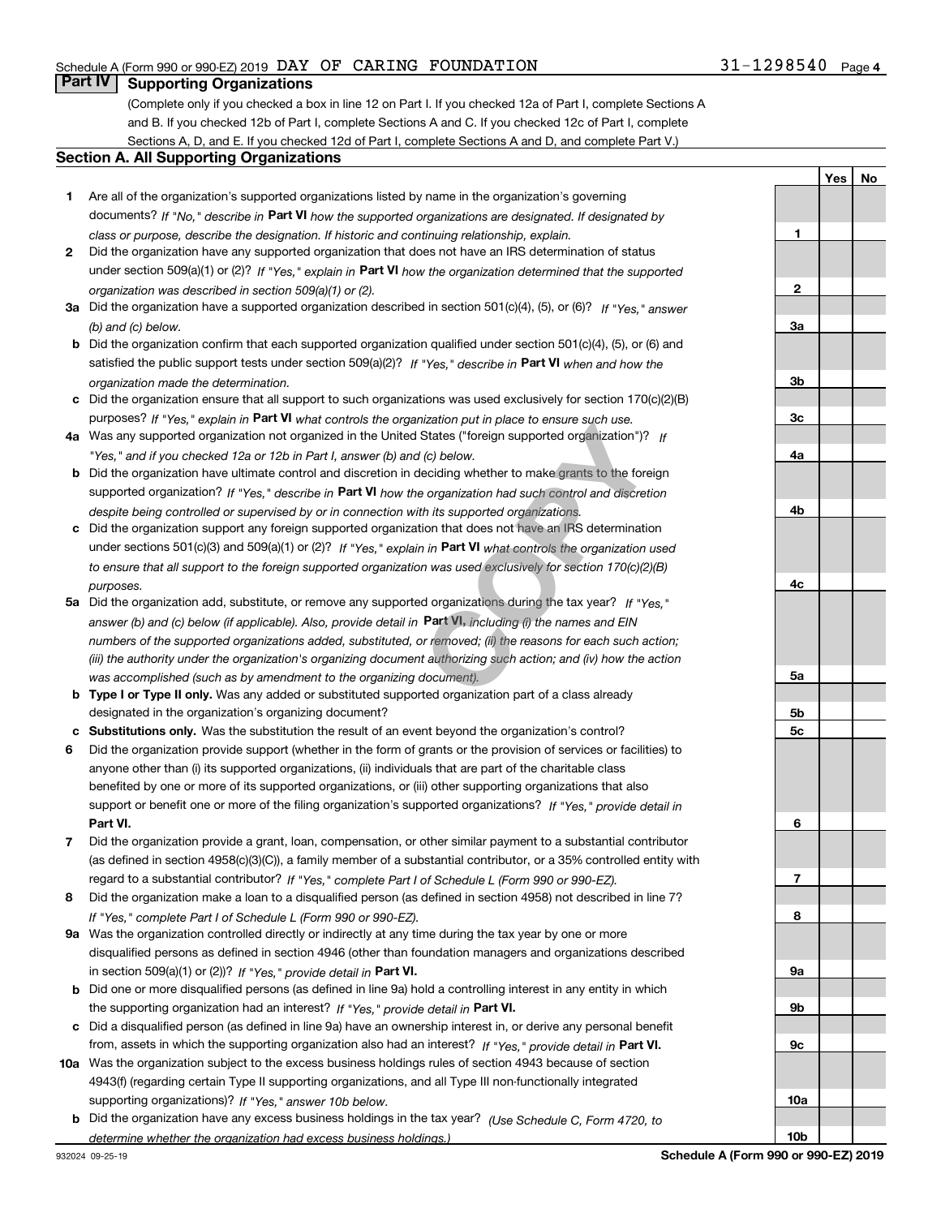## Part IV Supporting Organizations

(Complete only if you checked a box in line 12 on Part I. If you checked 12a of Part I, complete Sections A and B. If you checked 12b of Part I, complete Sections A and C. If you checked 12c of Part I, complete Sections A, D, and E. If you checked 12d of Part I, complete Sections A and D, and complete Part V.)

### Section A. All Supporting Organizations

| | | Line | Yes | No |
|---|---|---|---|---|
| **1** | Are all of the organization's supported organizations listed by name in the organization's governing documents? *If "No," describe in* **Part VI** *how the supported organizations are designated. If designated by class or purpose, describe the designation. If historic and continuing relationship, explain.* | 1 | | |
| **2** | Did the organization have any supported organization that does not have an IRS determination of status under section 509(a)(1) or (2)? *If "Yes," explain in* **Part VI** *how the organization determined that the supported organization was described in section 509(a)(1) or (2).* | 2 | | |
| **3a** | Did the organization have a supported organization described in section 501(c)(4), (5), or (6)? *If "Yes," answer (b) and (c) below.* | 3a | | |
| **b** | Did the organization confirm that each supported organization qualified under section 501(c)(4), (5), or (6) and satisfied the public support tests under section 509(a)(2)? *If "Yes," describe in* **Part VI** *when and how the organization made the determination.* | 3b | | |
| **c** | Did the organization ensure that all support to such organizations was used exclusively for section 170(c)(2)(B) purposes? *If "Yes," explain in* **Part VI** *what controls the organization put in place to ensure such use.* | 3c | | |
| **4a** | Was any supported organization not organized in the United States ("foreign supported organization")? *If "Yes," and if you checked 12a or 12b in Part I, answer (b) and (c) below.* | 4a | | |
| **b** | Did the organization have ultimate control and discretion in deciding whether to make grants to the foreign supported organization? *If "Yes," describe in* **Part VI** *how the organization had such control and discretion despite being controlled or supervised by or in connection with its supported organizations.* | 4b | | |
| **c** | Did the organization support any foreign supported organization that does not have an IRS determination under sections 501(c)(3) and 509(a)(1) or (2)? *If "Yes," explain in* **Part VI** *what controls the organization used to ensure that all support to the foreign supported organization was used exclusively for section 170(c)(2)(B) purposes.* | 4c | | |
| **5a** | Did the organization add, substitute, or remove any supported organizations during the tax year? *If "Yes," answer (b) and (c) below (if applicable). Also, provide detail in* **Part VI,** *including (i) the names and EIN numbers of the supported organizations added, substituted, or removed; (ii) the reasons for each such action; (iii) the authority under the organization's organizing document authorizing such action; and (iv) how the action was accomplished (such as by amendment to the organizing document).* | 5a | | |
| **b** | **Type I or Type II only.** Was any added or substituted supported organization part of a class already designated in the organization's organizing document? | 5b | | |
| **c** | **Substitutions only.** Was the substitution the result of an event beyond the organization's control? | 5c | | |
| **6** | Did the organization provide support (whether in the form of grants or the provision of services or facilities) to anyone other than (i) its supported organizations, (ii) individuals that are part of the charitable class benefited by one or more of its supported organizations, or (iii) other supporting organizations that also support or benefit one or more of the filing organization's supported organizations? *If "Yes," provide detail in* **Part VI.** | 6 | | |
| **7** | Did the organization provide a grant, loan, compensation, or other similar payment to a substantial contributor (as defined in section 4958(c)(3)(C)), a family member of a substantial contributor, or a 35% controlled entity with regard to a substantial contributor? *If "Yes," complete Part I of Schedule L (Form 990 or 990-EZ).* | 7 | | |
| **8** | Did the organization make a loan to a disqualified person (as defined in section 4958) not described in line 7? *If "Yes," complete Part I of Schedule L (Form 990 or 990-EZ).* | 8 | | |
| **9a** | Was the organization controlled directly or indirectly at any time during the tax year by one or more disqualified persons as defined in section 4946 (other than foundation managers and organizations described in section 509(a)(1) or (2))? *If "Yes," provide detail in* **Part VI.** | 9a | | |
| **b** | Did one or more disqualified persons (as defined in line 9a) hold a controlling interest in any entity in which the supporting organization had an interest? *If "Yes," provide detail in* **Part VI.** | 9b | | |
| **c** | Did a disqualified person (as defined in line 9a) have an ownership interest in, or derive any personal benefit from, assets in which the supporting organization also had an interest? *If "Yes," provide detail in* **Part VI.** | 9c | | |
| **10a** | Was the organization subject to the excess business holdings rules of section 4943 because of section 4943(f) (regarding certain Type II supporting organizations, and all Type III non-functionally integrated supporting organizations)? *If "Yes," answer 10b below.* | 10a | | |
| **b** | Did the organization have any excess business holdings in the tax year? *(Use Schedule C, Form 4720, to determine whether the organization had excess business holdings.)* | 10b | | |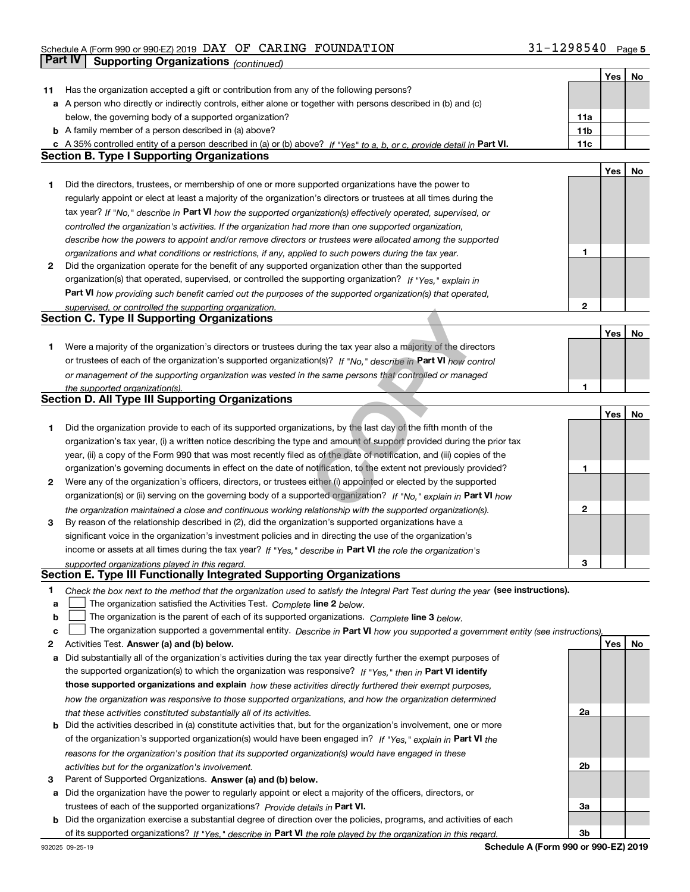Schedule A (Form 990 or 990-EZ) 2019 DAY OF CARING FOUNDATION 31-1298540 Page 5

## Part IV Supporting Organizations *(continued)*

| | | | Yes | No |
|---|---|---|---|---|
| 11 | Has the organization accepted a gift or contribution from any of the following persons? | | | |
| a | A person who directly or indirectly controls, either alone or together with persons described in (b) and (c) below, the governing body of a supported organization? | 11a | | |
| b | A family member of a person described in (a) above? | 11b | | |
| c | A 35% controlled entity of a person described in (a) or (b) above? *If "Yes" to a, b, or c, provide detail in* **Part VI.** | 11c | | |

### Section B. Type I Supporting Organizations

| | | | Yes | No |
|---|---|---|---|---|
| 1 | Did the directors, trustees, or membership of one or more supported organizations have the power to regularly appoint or elect at least a majority of the organization's directors or trustees at all times during the tax year? *If "No," describe in* **Part VI** *how the supported organization(s) effectively operated, supervised, or controlled the organization's activities. If the organization had more than one supported organization, describe how the powers to appoint and/or remove directors or trustees were allocated among the supported organizations and what conditions or restrictions, if any, applied to such powers during the tax year.* | 1 | | |
| 2 | Did the organization operate for the benefit of any supported organization other than the supported organization(s) that operated, supervised, or controlled the supporting organization? *If "Yes," explain in* **Part VI** *how providing such benefit carried out the purposes of the supported organization(s) that operated, supervised, or controlled the supporting organization.* | 2 | | |

### Section C. Type II Supporting Organizations

| | | | Yes | No |
|---|---|---|---|---|
| 1 | Were a majority of the organization's directors or trustees during the tax year also a majority of the directors or trustees of each of the organization's supported organization(s)? *If "No," describe in* **Part VI** *how control or management of the supporting organization was vested in the same persons that controlled or managed the supported organization(s).* | 1 | | |

### Section D. All Type III Supporting Organizations

| | | | Yes | No |
|---|---|---|---|---|
| 1 | Did the organization provide to each of its supported organizations, by the last day of the fifth month of the organization's tax year, (i) a written notice describing the type and amount of support provided during the prior tax year, (ii) a copy of the Form 990 that was most recently filed as of the date of notification, and (iii) copies of the organization's governing documents in effect on the date of notification, to the extent not previously provided? | 1 | | |
| 2 | Were any of the organization's officers, directors, or trustees either (i) appointed or elected by the supported organization(s) or (ii) serving on the governing body of a supported organization? *If "No," explain in* **Part VI** *how the organization maintained a close and continuous working relationship with the supported organization(s).* | 2 | | |
| 3 | By reason of the relationship described in (2), did the organization's supported organizations have a significant voice in the organization's investment policies and in directing the use of the organization's income or assets at all times during the tax year? *If "Yes," describe in* **Part VI** *the role the organization's supported organizations played in this regard.* | 3 | | |

### Section E. Type III Functionally Integrated Supporting Organizations

1 *Check the box next to the method that the organization used to satisfy the Integral Part Test during the year* **(see instructions).**

a ☐ The organization satisfied the Activities Test. *Complete* **line 2** *below.*

b ☐ The organization is the parent of each of its supported organizations. *Complete* **line 3** *below.*

c ☐ The organization supported a governmental entity. *Describe in* **Part VI** *how you supported a government entity (see instructions).*

| | | | Yes | No |
|---|---|---|---|---|
| 2 | Activities Test. **Answer (a) and (b) below.** | | | |
| a | Did substantially all of the organization's activities during the tax year directly further the exempt purposes of the supported organization(s) to which the organization was responsive? *If "Yes," then in* **Part VI identify those supported organizations and explain** *how these activities directly furthered their exempt purposes, how the organization was responsive to those supported organizations, and how the organization determined that these activities constituted substantially all of its activities.* | 2a | | |
| b | Did the activities described in (a) constitute activities that, but for the organization's involvement, one or more of the organization's supported organization(s) would have been engaged in? *If "Yes," explain in* **Part VI** *the reasons for the organization's position that its supported organization(s) would have engaged in these activities but for the organization's involvement.* | 2b | | |
| 3 | Parent of Supported Organizations. **Answer (a) and (b) below.** | | | |
| a | Did the organization have the power to regularly appoint or elect a majority of the officers, directors, or trustees of each of the supported organizations? *Provide details in* **Part VI.** | 3a | | |
| b | Did the organization exercise a substantial degree of direction over the policies, programs, and activities of each of its supported organizations? *If "Yes," describe in* **Part VI** *the role played by the organization in this regard.* | 3b | | |

932025 09-25-19 **Schedule A (Form 990 or 990-EZ) 2019**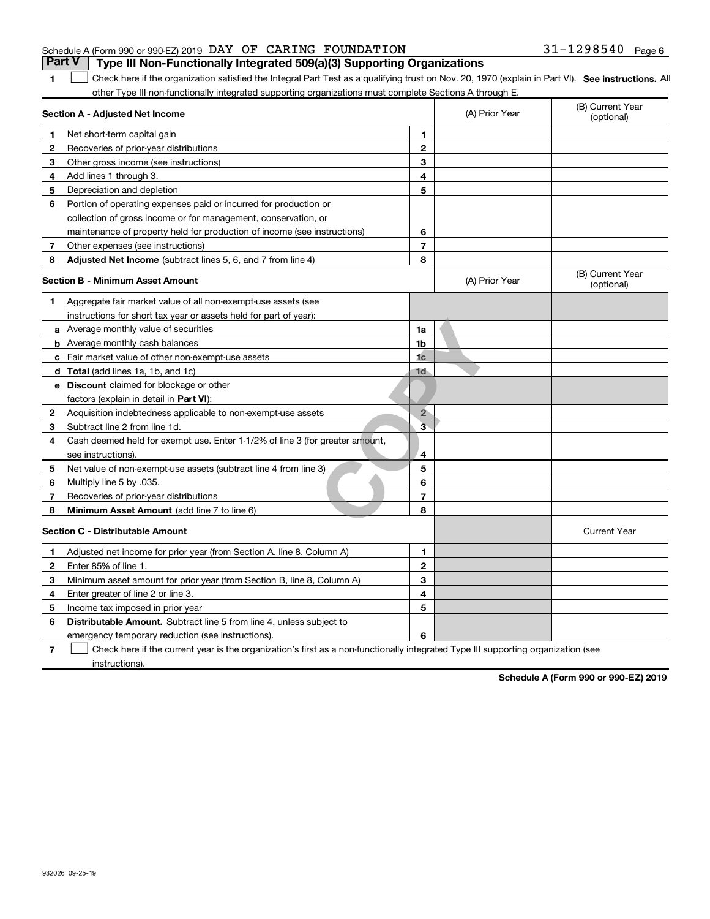Schedule A (Form 990 or 990-EZ) 2019 DAY OF CARING FOUNDATION 31-1298540

## Part V Type III Non-Functionally Integrated 509(a)(3) Supporting Organizations

1 ☐ Check here if the organization satisfied the Integral Part Test as a qualifying trust on Nov. 20, 1970 (explain in Part VI). **See instructions.** All other Type III non-functionally integrated supporting organizations must complete Sections A through E.

| **Section A - Adjusted Net Income** | | | (A) Prior Year | (B) Current Year (optional) |
|---|---|---|---|---|
| 1 | Net short-term capital gain | 1 | | |
| 2 | Recoveries of prior-year distributions | 2 | | |
| 3 | Other gross income (see instructions) | 3 | | |
| 4 | Add lines 1 through 3. | 4 | | |
| 5 | Depreciation and depletion | 5 | | |
| 6 | Portion of operating expenses paid or incurred for production or collection of gross income or for management, conservation, or maintenance of property held for production of income (see instructions) | 6 | | |
| 7 | Other expenses (see instructions) | 7 | | |
| 8 | **Adjusted Net Income** (subtract lines 5, 6, and 7 from line 4) | 8 | | |

| **Section B - Minimum Asset Amount** | | | (A) Prior Year | (B) Current Year (optional) |
|---|---|---|---|---|
| 1 | Aggregate fair market value of all non-exempt-use assets (see instructions for short tax year or assets held for part of year): | | | |
| a | Average monthly value of securities | 1a | | |
| b | Average monthly cash balances | 1b | | |
| c | Fair market value of other non-exempt-use assets | 1c | | |
| d | **Total** (add lines 1a, 1b, and 1c) | 1d | | |
| e | **Discount** claimed for blockage or other factors (explain in detail in **Part VI**): | | | |
| 2 | Acquisition indebtedness applicable to non-exempt-use assets | 2 | | |
| 3 | Subtract line 2 from line 1d. | 3 | | |
| 4 | Cash deemed held for exempt use. Enter 1-1/2% of line 3 (for greater amount, see instructions). | 4 | | |
| 5 | Net value of non-exempt-use assets (subtract line 4 from line 3) | 5 | | |
| 6 | Multiply line 5 by .035. | 6 | | |
| 7 | Recoveries of prior-year distributions | 7 | | |
| 8 | **Minimum Asset Amount** (add line 7 to line 6) | 8 | | |

| **Section C - Distributable Amount** | | | | Current Year |
|---|---|---|---|---|
| 1 | Adjusted net income for prior year (from Section A, line 8, Column A) | 1 | | |
| 2 | Enter 85% of line 1. | 2 | | |
| 3 | Minimum asset amount for prior year (from Section B, line 8, Column A) | 3 | | |
| 4 | Enter greater of line 2 or line 3. | 4 | | |
| 5 | Income tax imposed in prior year | 5 | | |
| 6 | **Distributable Amount.** Subtract line 5 from line 4, unless subject to emergency temporary reduction (see instructions). | 6 | | |

7 ☐ Check here if the current year is the organization's first as a non-functionally integrated Type III supporting organization (see instructions).

**Schedule A (Form 990 or 990-EZ) 2019**

932026 09-25-19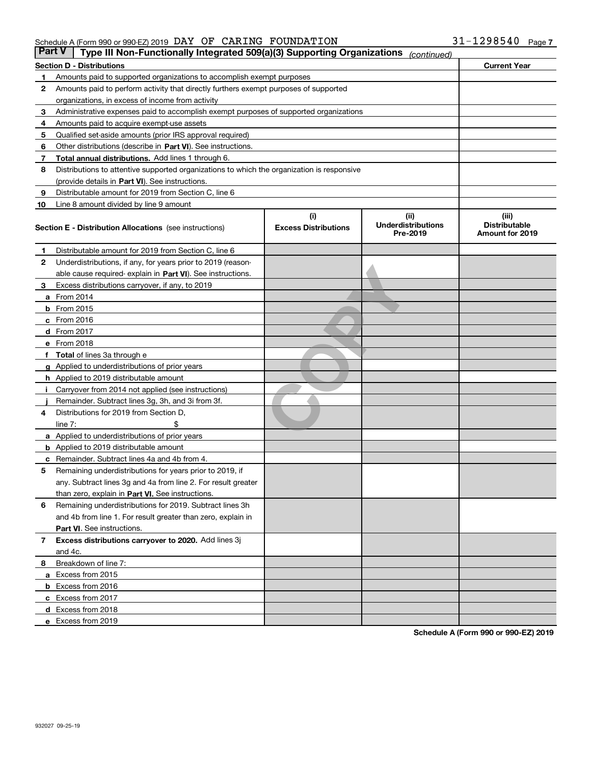Schedule A (Form 990 or 990-EZ) 2019 DAY OF CARING FOUNDATION 31-1298540

## Part V Type III Non-Functionally Integrated 509(a)(3) Supporting Organizations *(continued)*

| Section D - Distributions | | Current Year |
|---|---|---|
| 1 | Amounts paid to supported organizations to accomplish exempt purposes | |
| 2 | Amounts paid to perform activity that directly furthers exempt purposes of supported organizations, in excess of income from activity | |
| 3 | Administrative expenses paid to accomplish exempt purposes of supported organizations | |
| 4 | Amounts paid to acquire exempt-use assets | |
| 5 | Qualified set-aside amounts (prior IRS approval required) | |
| 6 | Other distributions (describe in **Part VI**). See instructions. | |
| 7 | **Total annual distributions.** Add lines 1 through 6. | |
| 8 | Distributions to attentive supported organizations to which the organization is responsive (provide details in **Part VI**). See instructions. | |
| 9 | Distributable amount for 2019 from Section C, line 6 | |
| 10 | Line 8 amount divided by line 9 amount | |

| Section E - Distribution Allocations (see instructions) | (i) Excess Distributions | (ii) Underdistributions Pre-2019 | (iii) Distributable Amount for 2019 |
|---|---|---|---|
| 1 Distributable amount for 2019 from Section C, line 6 | | | |
| 2 Underdistributions, if any, for years prior to 2019 (reasonable cause required- explain in **Part VI**). See instructions. | | | |
| 3 Excess distributions carryover, if any, to 2019 | | | |
| a From 2014 | | | |
| b From 2015 | | | |
| c From 2016 | | | |
| d From 2017 | | | |
| e From 2018 | | | |
| f **Total** of lines 3a through e | | | |
| g Applied to underdistributions of prior years | | | |
| h Applied to 2019 distributable amount | | | |
| i Carryover from 2014 not applied (see instructions) | | | |
| j Remainder. Subtract lines 3g, 3h, and 3i from 3f. | | | |
| 4 Distributions for 2019 from Section D, line 7: $ | | | |
| a Applied to underdistributions of prior years | | | |
| b Applied to 2019 distributable amount | | | |
| c Remainder. Subtract lines 4a and 4b from 4. | | | |
| 5 Remaining underdistributions for years prior to 2019, if any. Subtract lines 3g and 4a from line 2. For result greater than zero, explain in **Part VI.** See instructions. | | | |
| 6 Remaining underdistributions for 2019. Subtract lines 3h and 4b from line 1. For result greater than zero, explain in **Part VI**. See instructions. | | | |
| 7 **Excess distributions carryover to 2020.** Add lines 3j and 4c. | | | |
| 8 Breakdown of line 7: | | | |
| a Excess from 2015 | | | |
| b Excess from 2016 | | | |
| c Excess from 2017 | | | |
| d Excess from 2018 | | | |
| e Excess from 2019 | | | |

COPY

**Schedule A (Form 990 or 990-EZ) 2019**

932027 09-25-19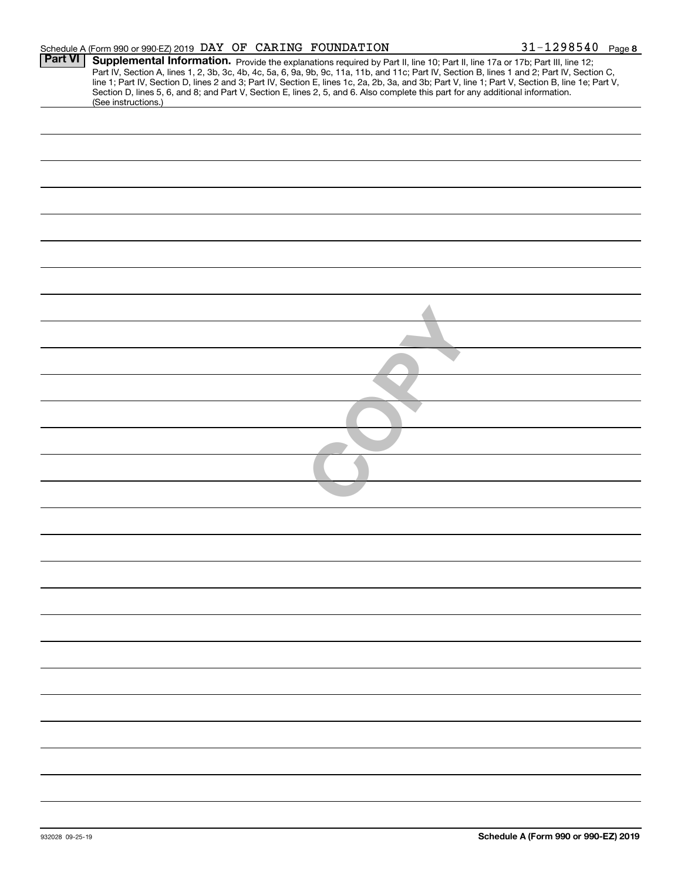Schedule A (Form 990 or 990-EZ) 2019 DAY OF CARING FOUNDATION 31-1298540 Page **8**

**Part VI** **Supplemental Information.** Provide the explanations required by Part II, line 10; Part II, line 17a or 17b; Part III, line 12; Part IV, Section A, lines 1, 2, 3b, 3c, 4b, 4c, 5a, 6, 9a, 9b, 9c, 11a, 11b, and 11c; Part IV, Section B, lines 1 and 2; Part IV, Section C, line 1; Part IV, Section D, lines 2 and 3; Part IV, Section E, lines 1c, 2a, 2b, 3a, and 3b; Part V, line 1; Part V, Section B, line 1e; Part V, Section D, lines 5, 6, and 8; and Part V, Section E, lines 2, 5, and 6. Also complete this part for any additional information. (See instructions.)

COPY

932028 09-25-19

**Schedule A (Form 990 or 990-EZ) 2019**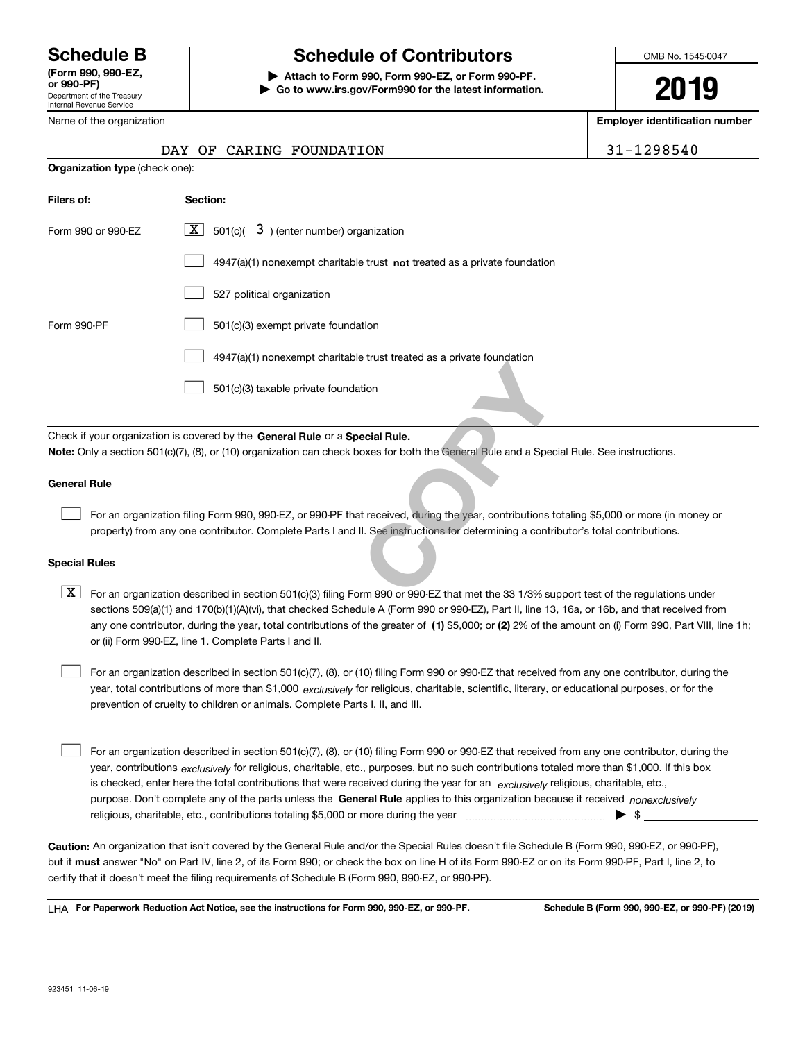# Schedule B

**(Form 990, 990-EZ, or 990-PF)**

Department of the Treasury
Internal Revenue Service

## Schedule of Contributors

▶ **Attach to Form 990, Form 990-EZ, or Form 990-PF.**
▶ **Go to www.irs.gov/Form990 for the latest information.**

OMB No. 1545-0047

**2019**

| Name of the organization | Employer identification number |
|---|---|
| DAY OF CARING FOUNDATION | 31-1298540 |

**Organization type** (check one):

| Filers of: | Section: |
|---|---|
| Form 990 or 990-EZ | [X] 501(c)( 3 ) (enter number) organization |
| | [ ] 4947(a)(1) nonexempt charitable trust **not** treated as a private foundation |
| | [ ] 527 political organization |
| Form 990-PF | [ ] 501(c)(3) exempt private foundation |
| | [ ] 4947(a)(1) nonexempt charitable trust treated as a private foundation |
| | [ ] 501(c)(3) taxable private foundation |

Check if your organization is covered by the **General Rule** or a **Special Rule.**

**Note:** Only a section 501(c)(7), (8), or (10) organization can check boxes for both the General Rule and a Special Rule. See instructions.

**General Rule**

[ ] For an organization filing Form 990, 990-EZ, or 990-PF that received, during the year, contributions totaling $5,000 or more (in money or property) from any one contributor. Complete Parts I and II. See instructions for determining a contributor's total contributions.

**Special Rules**

[X] For an organization described in section 501(c)(3) filing Form 990 or 990-EZ that met the 33 1/3% support test of the regulations under sections 509(a)(1) and 170(b)(1)(A)(vi), that checked Schedule A (Form 990 or 990-EZ), Part II, line 13, 16a, or 16b, and that received from any one contributor, during the year, total contributions of the greater of **(1)** $5,000; or **(2)** 2% of the amount on (i) Form 990, Part VIII, line 1h; or (ii) Form 990-EZ, line 1. Complete Parts I and II.

[ ] For an organization described in section 501(c)(7), (8), or (10) filing Form 990 or 990-EZ that received from any one contributor, during the year, total contributions of more than $1,000 *exclusively* for religious, charitable, scientific, literary, or educational purposes, or for the prevention of cruelty to children or animals. Complete Parts I, II, and III.

[ ] For an organization described in section 501(c)(7), (8), or (10) filing Form 990 or 990-EZ that received from any one contributor, during the year, contributions *exclusively* for religious, charitable, etc., purposes, but no such contributions totaled more than $1,000. If this box is checked, enter here the total contributions that were received during the year for an *exclusively* religious, charitable, etc., purpose. Don't complete any of the parts unless the **General Rule** applies to this organization because it received *nonexclusively* religious, charitable, etc., contributions totaling $5,000 or more during the year ▶ $ \_\_\_\_\_\_\_\_\_\_

**Caution:** An organization that isn't covered by the General Rule and/or the Special Rules doesn't file Schedule B (Form 990, 990-EZ, or 990-PF), but it **must** answer "No" on Part IV, line 2, of its Form 990; or check the box on line H of its Form 990-EZ or on its Form 990-PF, Part I, line 2, to certify that it doesn't meet the filing requirements of Schedule B (Form 990, 990-EZ, or 990-PF).

LHA **For Paperwork Reduction Act Notice, see the instructions for Form 990, 990-EZ, or 990-PF.** **Schedule B (Form 990, 990-EZ, or 990-PF) (2019)**

923451 11-06-19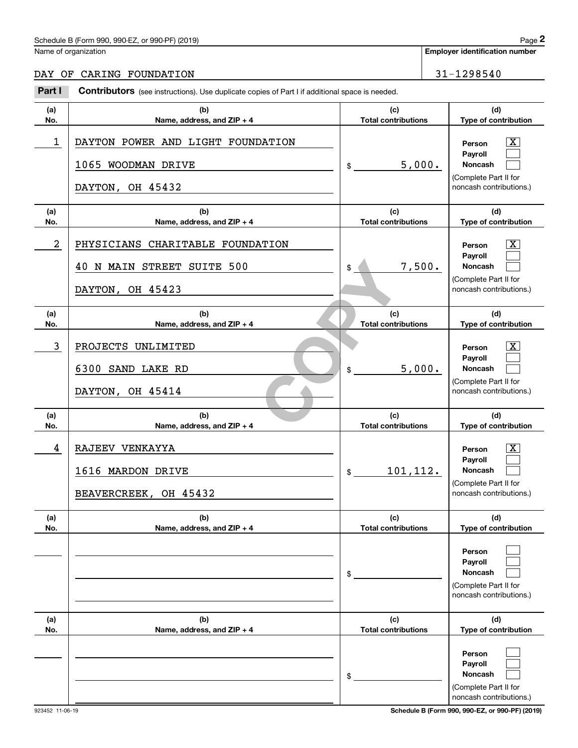Name of organization

DAY OF CARING FOUNDATION

**Employer identification number**

31-1298540

**Part I** **Contributors** (see instructions). Use duplicate copies of Part I if additional space is needed.

| (a) No. | (b) Name, address, and ZIP + 4 | (c) Total contributions | (d) Type of contribution |
|---|---|---|---|
| 1 | DAYTON POWER AND LIGHT FOUNDATION<br>1065 WOODMAN DRIVE<br>DAYTON, OH 45432 | $ 5,000. | Person [X]<br>Payroll [ ]<br>Noncash [ ]<br>(Complete Part II for noncash contributions.) |
| 2 | PHYSICIANS CHARITABLE FOUNDATION<br>40 N MAIN STREET SUITE 500<br>DAYTON, OH 45423 | $ 7,500. | Person [X]<br>Payroll [ ]<br>Noncash [ ]<br>(Complete Part II for noncash contributions.) |
| 3 | PROJECTS UNLIMITED<br>6300 SAND LAKE RD<br>DAYTON, OH 45414 | $ 5,000. | Person [X]<br>Payroll [ ]<br>Noncash [ ]<br>(Complete Part II for noncash contributions.) |
| 4 | RAJEEV VENKAYYA<br>1616 MARDON DRIVE<br>BEAVERCREEK, OH 45432 | $ 101,112. | Person [X]<br>Payroll [ ]<br>Noncash [ ]<br>(Complete Part II for noncash contributions.) |
| | | $ | Person [ ]<br>Payroll [ ]<br>Noncash [ ]<br>(Complete Part II for noncash contributions.) |
| | | $ | Person [ ]<br>Payroll [ ]<br>Noncash [ ]<br>(Complete Part II for noncash contributions.) |

COPY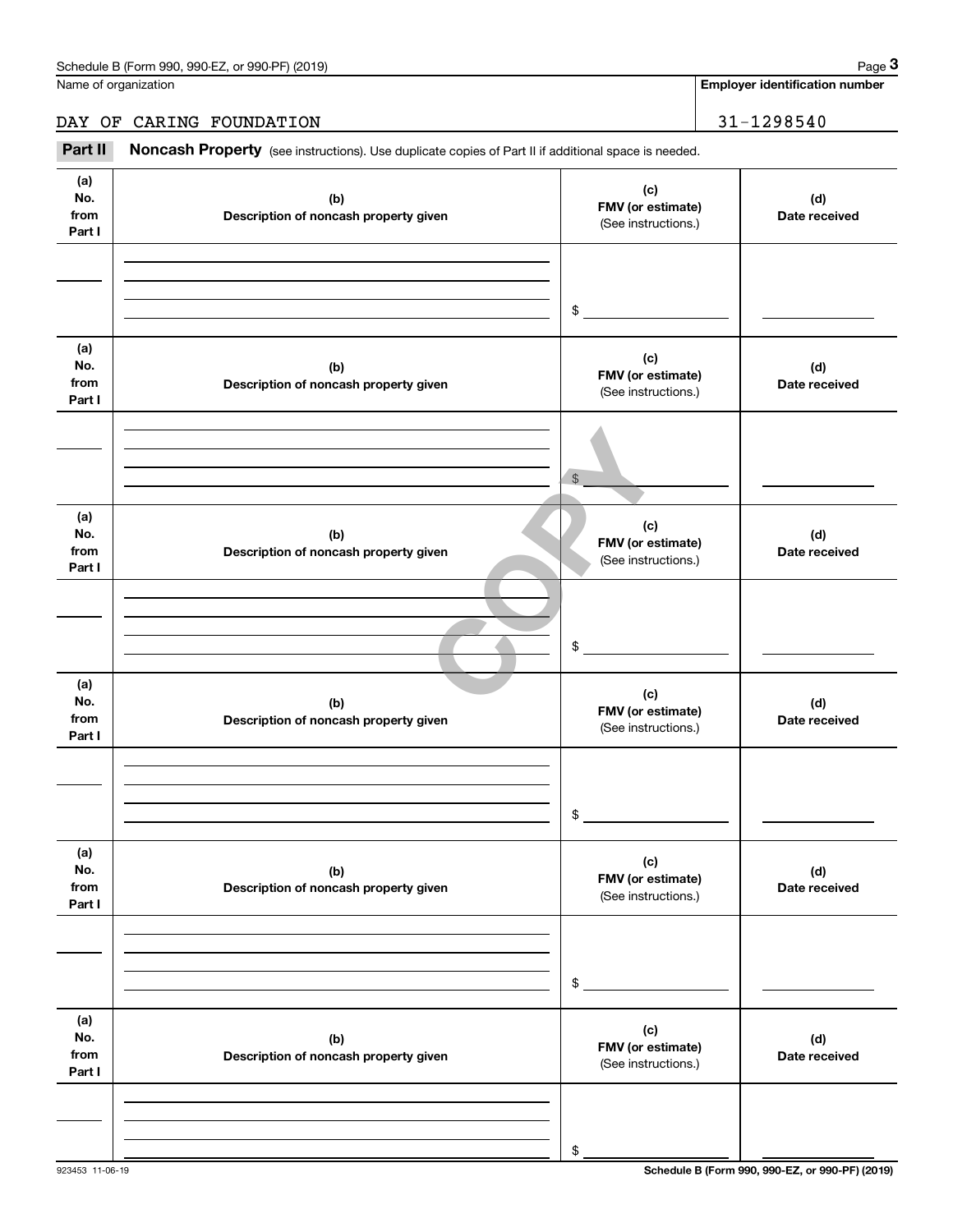Name of organization

DAY OF CARING FOUNDATION

**Employer identification number**

31-1298540

**Part II** **Noncash Property** (see instructions). Use duplicate copies of Part II if additional space is needed.

| (a) No. from Part I | (b) Description of noncash property given | (c) FMV (or estimate) (See instructions.) | (d) Date received |
|---|---|---|---|
| | | $ | |

| (a) No. from Part I | (b) Description of noncash property given | (c) FMV (or estimate) (See instructions.) | (d) Date received |
|---|---|---|---|
| | | $ | |

| (a) No. from Part I | (b) Description of noncash property given | (c) FMV (or estimate) (See instructions.) | (d) Date received |
|---|---|---|---|
| | | $ | |

| (a) No. from Part I | (b) Description of noncash property given | (c) FMV (or estimate) (See instructions.) | (d) Date received |
|---|---|---|---|
| | | $ | |

| (a) No. from Part I | (b) Description of noncash property given | (c) FMV (or estimate) (See instructions.) | (d) Date received |
|---|---|---|---|
| | | $ | |

| (a) No. from Part I | (b) Description of noncash property given | (c) FMV (or estimate) (See instructions.) | (d) Date received |
|---|---|---|---|
| | | $ | |

COPY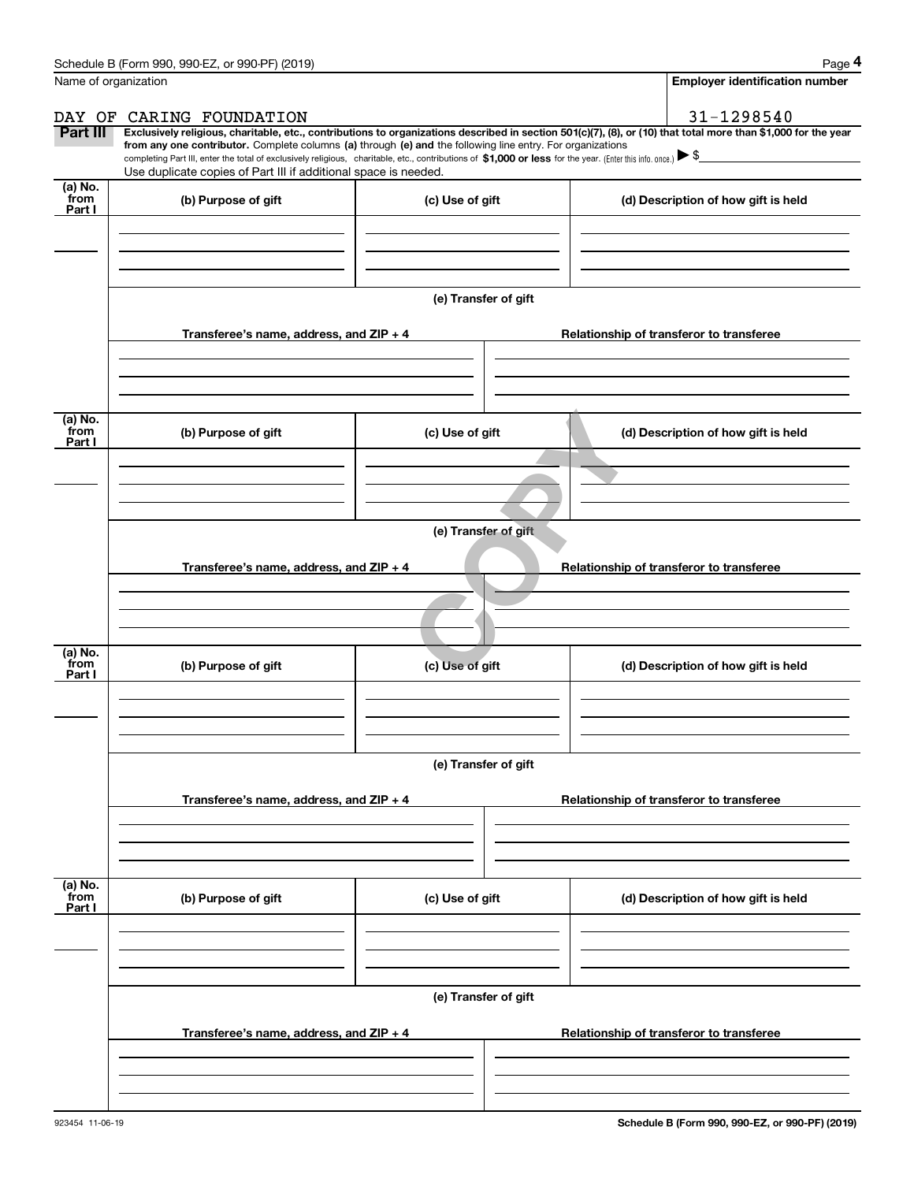Schedule B (Form 990, 990-EZ, or 990-PF) (2019)

Name of organization: DAY OF CARING FOUNDATION

Employer identification number: 31-1298540

**Part III** **Exclusively religious, charitable, etc., contributions to organizations described in section 501(c)(7), (8), or (10) that total more than $1,000 for the year from any one contributor.** Complete columns **(a)** through **(e) and** the following line entry. For organizations completing Part III, enter the total of exclusively religious, charitable, etc., contributions of **$1,000 or less** for the year. (Enter this info. once.) ▶ $

Use duplicate copies of Part III if additional space is needed.

| (a) No. from Part I | (b) Purpose of gift | (c) Use of gift | (d) Description of how gift is held |
|---|---|---|---|
| | | | |

(e) Transfer of gift

| Transferee's name, address, and ZIP + 4 | Relationship of transferor to transferee |
|---|---|
| | |

| (a) No. from Part I | (b) Purpose of gift | (c) Use of gift | (d) Description of how gift is held |
|---|---|---|---|
| | | | |

(e) Transfer of gift

| Transferee's name, address, and ZIP + 4 | Relationship of transferor to transferee |
|---|---|
| | |

| (a) No. from Part I | (b) Purpose of gift | (c) Use of gift | (d) Description of how gift is held |
|---|---|---|---|
| | | | |

(e) Transfer of gift

| Transferee's name, address, and ZIP + 4 | Relationship of transferor to transferee |
|---|---|
| | |

| (a) No. from Part I | (b) Purpose of gift | (c) Use of gift | (d) Description of how gift is held |
|---|---|---|---|
| | | | |

(e) Transfer of gift

| Transferee's name, address, and ZIP + 4 | Relationship of transferor to transferee |
|---|---|
| | |

COPY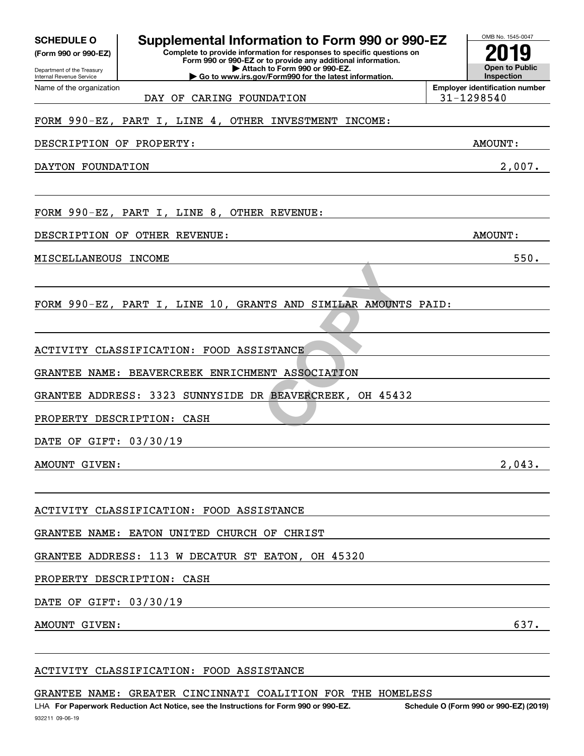**SCHEDULE O**
**(Form 990 or 990-EZ)**

Department of the Treasury
Internal Revenue Service

# Supplemental Information to Form 990 or 990-EZ

**Complete to provide information for responses to specific questions on Form 990 or 990-EZ or to provide any additional information.**
**▶ Attach to Form 990 or 990-EZ.**
**▶ Go to www.irs.gov/Form990 for the latest information.**

OMB No. 1545-0047
**2019**
**Open to Public Inspection**

Name of the organization: DAY OF CARING FOUNDATION

**Employer identification number**: 31-1298540

FORM 990-EZ, PART I, LINE 4, OTHER INVESTMENT INCOME:

| DESCRIPTION OF PROPERTY: | AMOUNT: |
|---|---|
| DAYTON FOUNDATION | 2,007. |

FORM 990-EZ, PART I, LINE 8, OTHER REVENUE:

| DESCRIPTION OF OTHER REVENUE: | AMOUNT: |
|---|---|
| MISCELLANEOUS INCOME | 550. |

FORM 990-EZ, PART I, LINE 10, GRANTS AND SIMILAR AMOUNTS PAID:

ACTIVITY CLASSIFICATION: FOOD ASSISTANCE

GRANTEE NAME: BEAVERCREEK ENRICHMENT ASSOCIATION

GRANTEE ADDRESS: 3323 SUNNYSIDE DR BEAVERCREEK, OH 45432

PROPERTY DESCRIPTION: CASH

DATE OF GIFT: 03/30/19

AMOUNT GIVEN: 2,043.

ACTIVITY CLASSIFICATION: FOOD ASSISTANCE

GRANTEE NAME: EATON UNITED CHURCH OF CHRIST

GRANTEE ADDRESS: 113 W DECATUR ST EATON, OH 45320

PROPERTY DESCRIPTION: CASH

DATE OF GIFT: 03/30/19

AMOUNT GIVEN: 637.

ACTIVITY CLASSIFICATION: FOOD ASSISTANCE

GRANTEE NAME: GREATER CINCINNATI COALITION FOR THE HOMELESS

LHA **For Paperwork Reduction Act Notice, see the Instructions for Form 990 or 990-EZ.** **Schedule O (Form 990 or 990-EZ) (2019)**

932211 09-06-19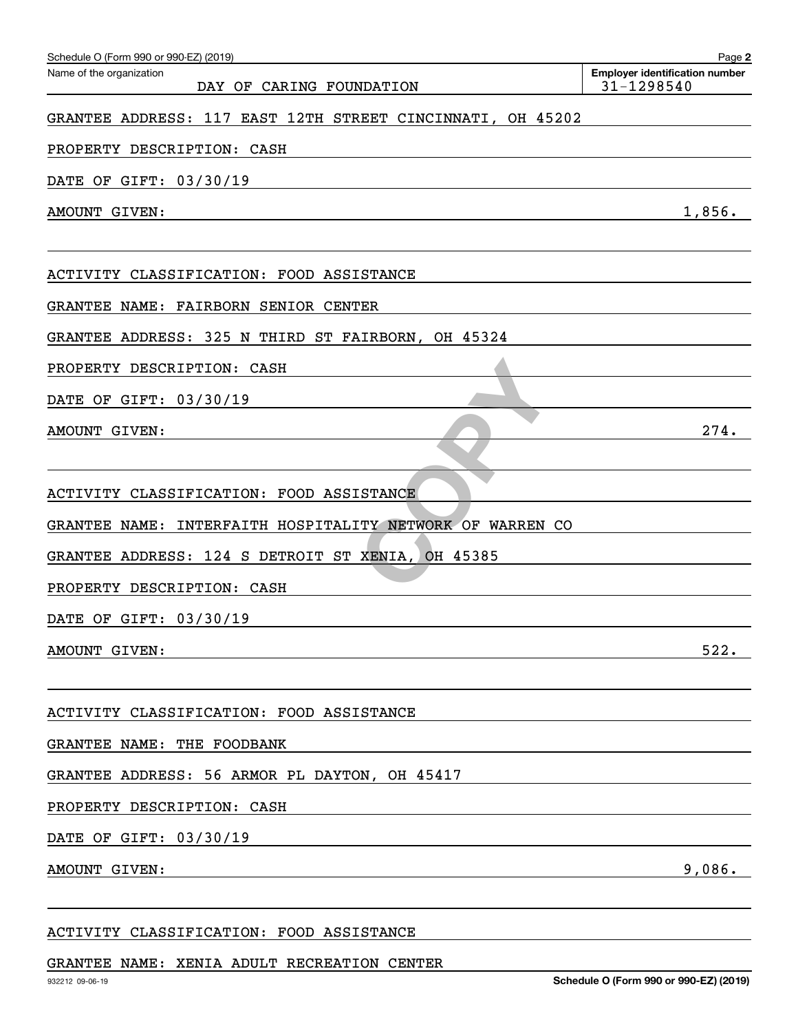Schedule O (Form 990 or 990-EZ) (2019)

Name of the organization: DAY OF CARING FOUNDATION

Employer identification number: 31-1298540

GRANTEE ADDRESS: 117 EAST 12TH STREET CINCINNATI, OH 45202

PROPERTY DESCRIPTION: CASH

DATE OF GIFT: 03/30/19

AMOUNT GIVEN: 1,856.

ACTIVITY CLASSIFICATION: FOOD ASSISTANCE

GRANTEE NAME: FAIRBORN SENIOR CENTER

GRANTEE ADDRESS: 325 N THIRD ST FAIRBORN, OH 45324

PROPERTY DESCRIPTION: CASH

DATE OF GIFT: 03/30/19

AMOUNT GIVEN: 274.

ACTIVITY CLASSIFICATION: FOOD ASSISTANCE

GRANTEE NAME: INTERFAITH HOSPITALITY NETWORK OF WARREN CO

GRANTEE ADDRESS: 124 S DETROIT ST XENIA, OH 45385

PROPERTY DESCRIPTION: CASH

DATE OF GIFT: 03/30/19

AMOUNT GIVEN: 522.

ACTIVITY CLASSIFICATION: FOOD ASSISTANCE

GRANTEE NAME: THE FOODBANK

GRANTEE ADDRESS: 56 ARMOR PL DAYTON, OH 45417

PROPERTY DESCRIPTION: CASH

DATE OF GIFT: 03/30/19

AMOUNT GIVEN: 9,086.

ACTIVITY CLASSIFICATION: FOOD ASSISTANCE

GRANTEE NAME: XENIA ADULT RECREATION CENTER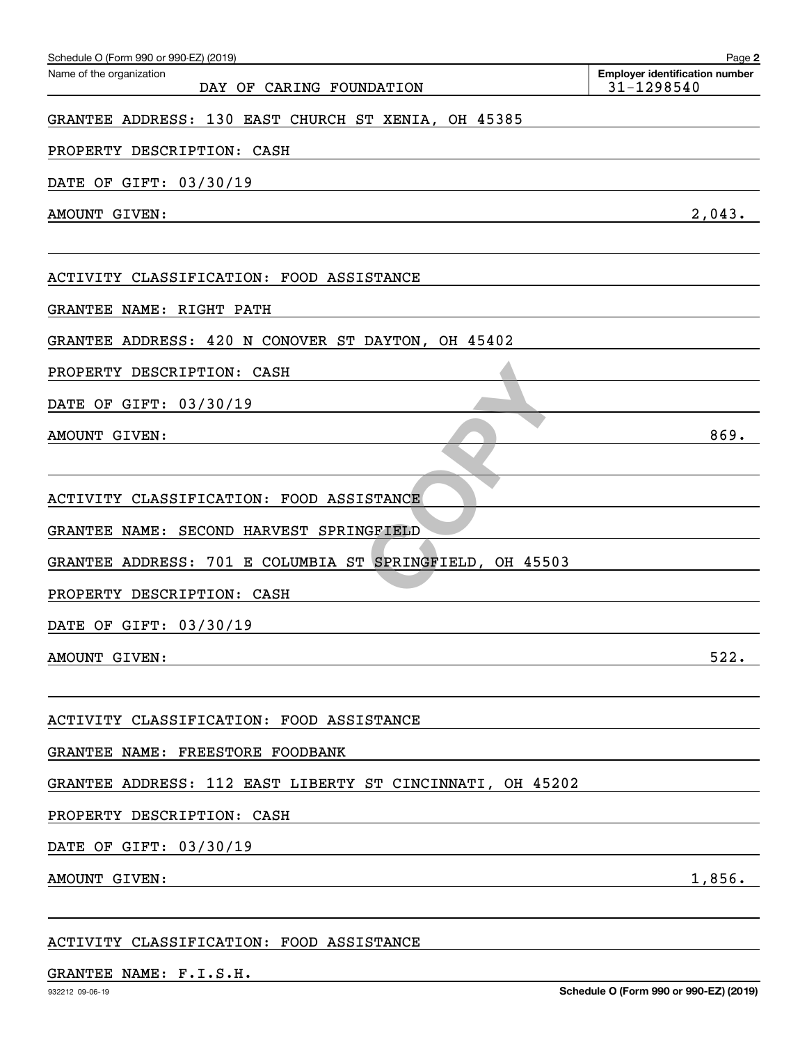Name of the organization: DAY OF CARING FOUNDATION

Employer identification number: 31-1298540

GRANTEE ADDRESS: 130 EAST CHURCH ST XENIA, OH 45385

PROPERTY DESCRIPTION: CASH

DATE OF GIFT: 03/30/19

AMOUNT GIVEN: 2,043.

ACTIVITY CLASSIFICATION: FOOD ASSISTANCE

GRANTEE NAME: RIGHT PATH

GRANTEE ADDRESS: 420 N CONOVER ST DAYTON, OH 45402

PROPERTY DESCRIPTION: CASH

DATE OF GIFT: 03/30/19

AMOUNT GIVEN: 869.

ACTIVITY CLASSIFICATION: FOOD ASSISTANCE

GRANTEE NAME: SECOND HARVEST SPRINGFIELD

GRANTEE ADDRESS: 701 E COLUMBIA ST SPRINGFIELD, OH 45503

PROPERTY DESCRIPTION: CASH

DATE OF GIFT: 03/30/19

AMOUNT GIVEN: 522.

ACTIVITY CLASSIFICATION: FOOD ASSISTANCE

GRANTEE NAME: FREESTORE FOODBANK

GRANTEE ADDRESS: 112 EAST LIBERTY ST CINCINNATI, OH 45202

PROPERTY DESCRIPTION: CASH

DATE OF GIFT: 03/30/19

AMOUNT GIVEN: 1,856.

ACTIVITY CLASSIFICATION: FOOD ASSISTANCE

GRANTEE NAME: F.I.S.H.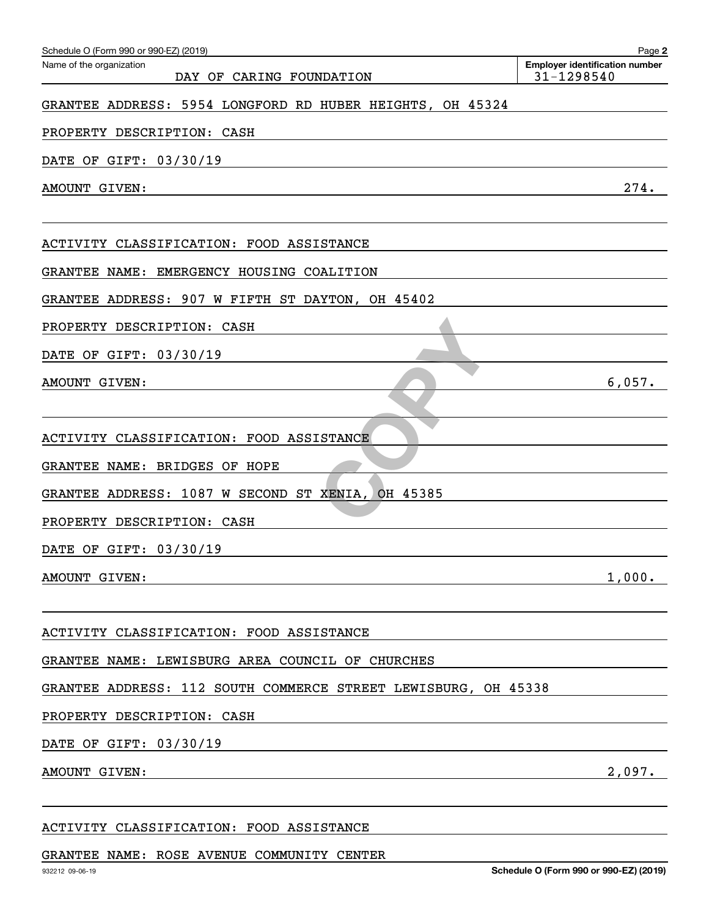Schedule O (Form 990 or 990-EZ) (2019)

Name of the organization: DAY OF CARING FOUNDATION

Employer identification number: 31-1298540

GRANTEE ADDRESS: 5954 LONGFORD RD HUBER HEIGHTS, OH 45324

PROPERTY DESCRIPTION: CASH

DATE OF GIFT: 03/30/19

AMOUNT GIVEN: 274.

ACTIVITY CLASSIFICATION: FOOD ASSISTANCE

GRANTEE NAME: EMERGENCY HOUSING COALITION

GRANTEE ADDRESS: 907 W FIFTH ST DAYTON, OH 45402

PROPERTY DESCRIPTION: CASH

DATE OF GIFT: 03/30/19

AMOUNT GIVEN: 6,057.

ACTIVITY CLASSIFICATION: FOOD ASSISTANCE

GRANTEE NAME: BRIDGES OF HOPE

GRANTEE ADDRESS: 1087 W SECOND ST XENIA, OH 45385

PROPERTY DESCRIPTION: CASH

DATE OF GIFT: 03/30/19

AMOUNT GIVEN: 1,000.

ACTIVITY CLASSIFICATION: FOOD ASSISTANCE

GRANTEE NAME: LEWISBURG AREA COUNCIL OF CHURCHES

GRANTEE ADDRESS: 112 SOUTH COMMERCE STREET LEWISBURG, OH 45338

PROPERTY DESCRIPTION: CASH

DATE OF GIFT: 03/30/19

AMOUNT GIVEN: 2,097.

ACTIVITY CLASSIFICATION: FOOD ASSISTANCE

GRANTEE NAME: ROSE AVENUE COMMUNITY CENTER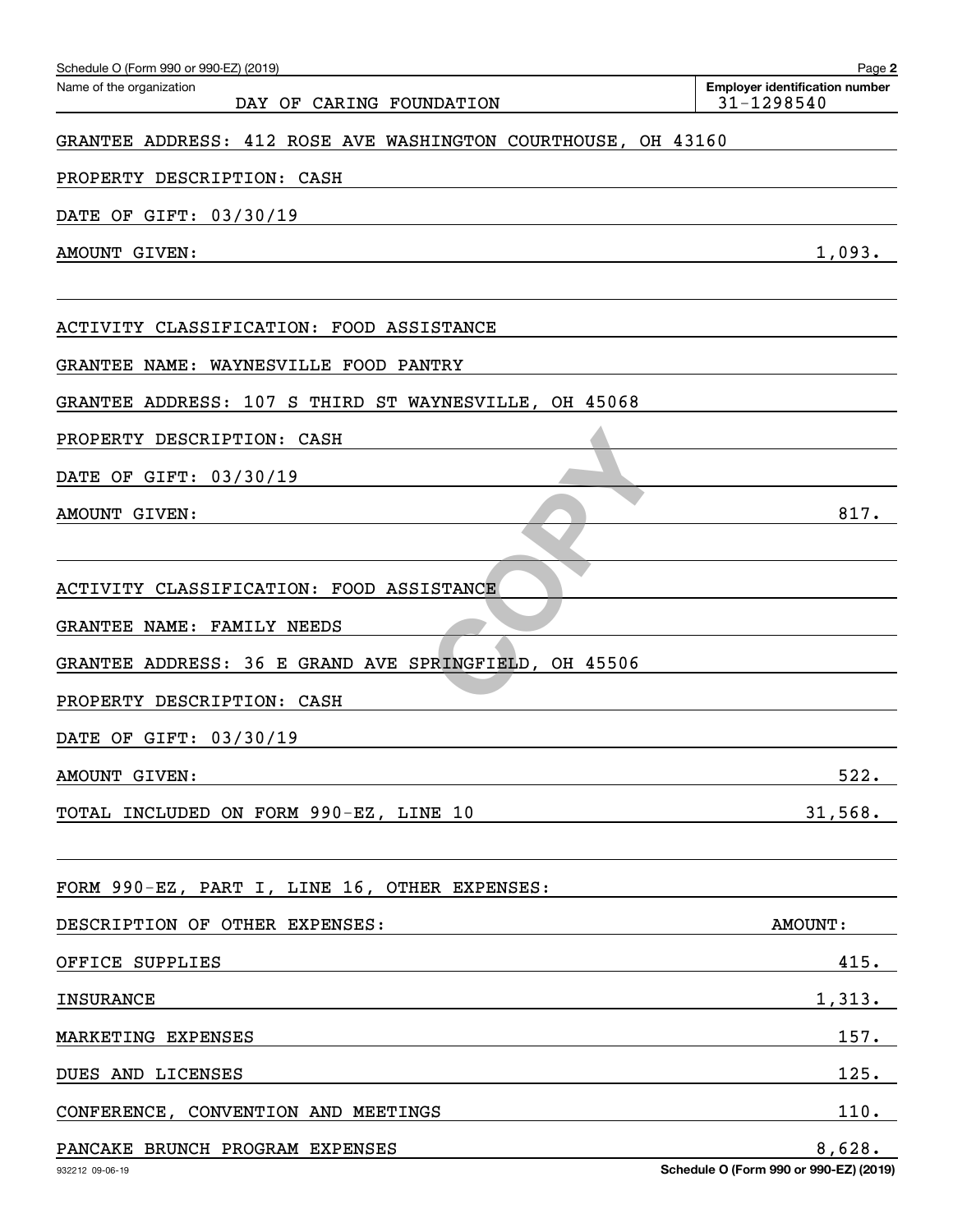Name of the organization: DAY OF CARING FOUNDATION

Employer identification number: 31-1298540

GRANTEE ADDRESS: 412 ROSE AVE WASHINGTON COURTHOUSE, OH 43160

PROPERTY DESCRIPTION: CASH

DATE OF GIFT: 03/30/19

AMOUNT GIVEN: 1,093.

ACTIVITY CLASSIFICATION: FOOD ASSISTANCE

GRANTEE NAME: WAYNESVILLE FOOD PANTRY

GRANTEE ADDRESS: 107 S THIRD ST WAYNESVILLE, OH 45068

PROPERTY DESCRIPTION: CASH

DATE OF GIFT: 03/30/19

AMOUNT GIVEN: 817.

ACTIVITY CLASSIFICATION: FOOD ASSISTANCE

GRANTEE NAME: FAMILY NEEDS

GRANTEE ADDRESS: 36 E GRAND AVE SPRINGFIELD, OH 45506

PROPERTY DESCRIPTION: CASH

DATE OF GIFT: 03/30/19

AMOUNT GIVEN: 522.

TOTAL INCLUDED ON FORM 990-EZ, LINE 10: 31,568.

FORM 990-EZ, PART I, LINE 16, OTHER EXPENSES:

| DESCRIPTION OF OTHER EXPENSES: | AMOUNT: |
|---|---|
| OFFICE SUPPLIES | 415. |
| INSURANCE | 1,313. |
| MARKETING EXPENSES | 157. |
| DUES AND LICENSES | 125. |
| CONFERENCE, CONVENTION AND MEETINGS | 110. |
| PANCAKE BRUNCH PROGRAM EXPENSES | 8,628. |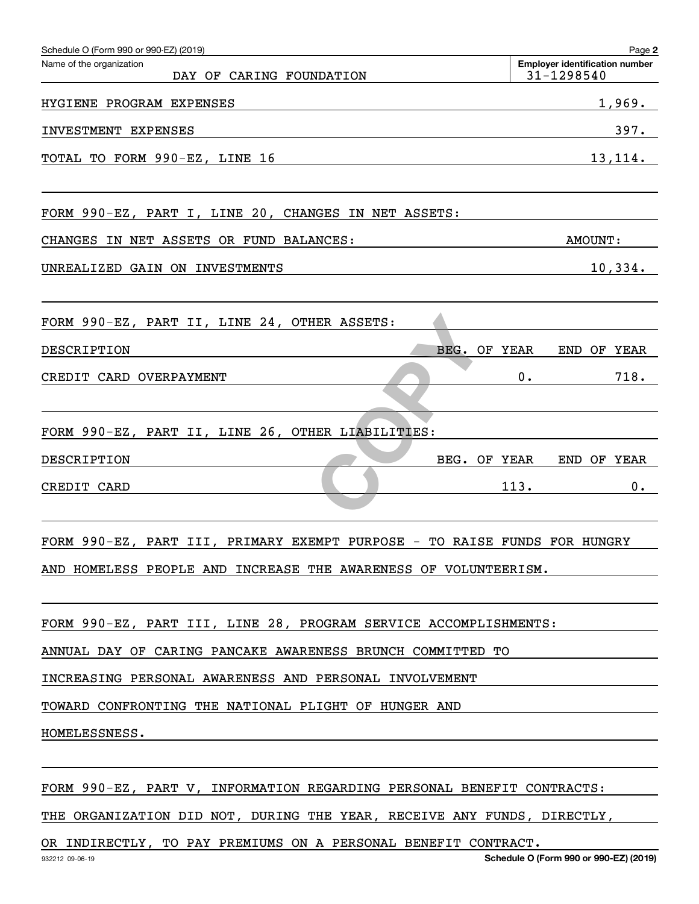Schedule O (Form 990 or 990-EZ) (2019)

Name of the organization: DAY OF CARING FOUNDATION

Employer identification number: 31-1298540

| | |
|---|---|
| HYGIENE PROGRAM EXPENSES | 1,969. |
| INVESTMENT EXPENSES | 397. |
| TOTAL TO FORM 990-EZ, LINE 16 | 13,114. |

FORM 990-EZ, PART I, LINE 20, CHANGES IN NET ASSETS:

| CHANGES IN NET ASSETS OR FUND BALANCES: | AMOUNT: |
|---|---|
| UNREALIZED GAIN ON INVESTMENTS | 10,334. |

FORM 990-EZ, PART II, LINE 24, OTHER ASSETS:

| DESCRIPTION | BEG. OF YEAR | END OF YEAR |
|---|---|---|
| CREDIT CARD OVERPAYMENT | 0. | 718. |

FORM 990-EZ, PART II, LINE 26, OTHER LIABILITIES:

| DESCRIPTION | BEG. OF YEAR | END OF YEAR |
|---|---|---|
| CREDIT CARD | 113. | 0. |

FORM 990-EZ, PART III, PRIMARY EXEMPT PURPOSE - TO RAISE FUNDS FOR HUNGRY AND HOMELESS PEOPLE AND INCREASE THE AWARENESS OF VOLUNTEERISM.

FORM 990-EZ, PART III, LINE 28, PROGRAM SERVICE ACCOMPLISHMENTS:

ANNUAL DAY OF CARING PANCAKE AWARENESS BRUNCH COMMITTED TO INCREASING PERSONAL AWARENESS AND PERSONAL INVOLVEMENT TOWARD CONFRONTING THE NATIONAL PLIGHT OF HUNGER AND HOMELESSNESS.

FORM 990-EZ, PART V, INFORMATION REGARDING PERSONAL BENEFIT CONTRACTS:

THE ORGANIZATION DID NOT, DURING THE YEAR, RECEIVE ANY FUNDS, DIRECTLY, OR INDIRECTLY, TO PAY PREMIUMS ON A PERSONAL BENEFIT CONTRACT.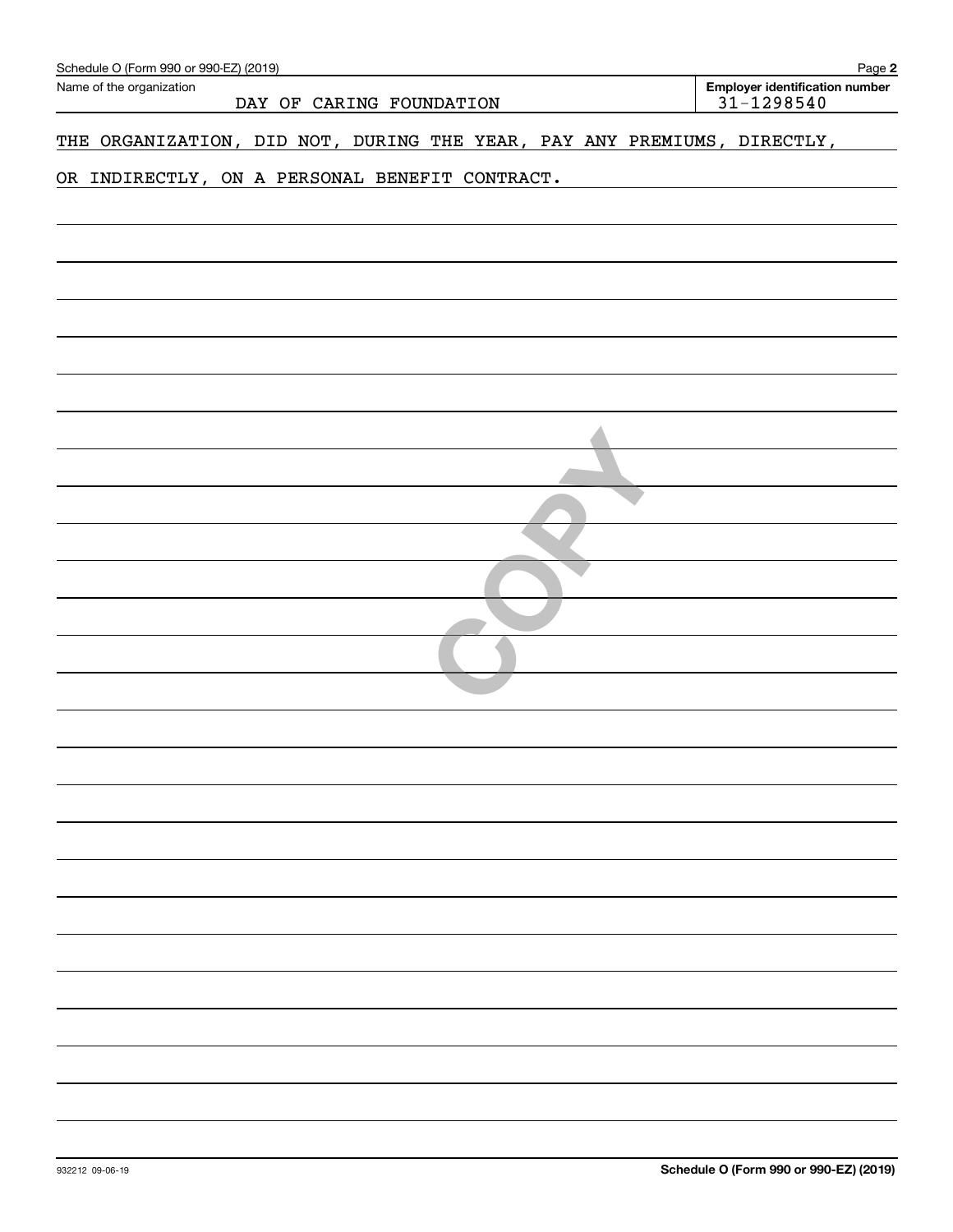Name of the organization: DAY OF CARING FOUNDATION

Employer identification number: 31-1298540

THE ORGANIZATION, DID NOT, DURING THE YEAR, PAY ANY PREMIUMS, DIRECTLY, OR INDIRECTLY, ON A PERSONAL BENEFIT CONTRACT.

COPY